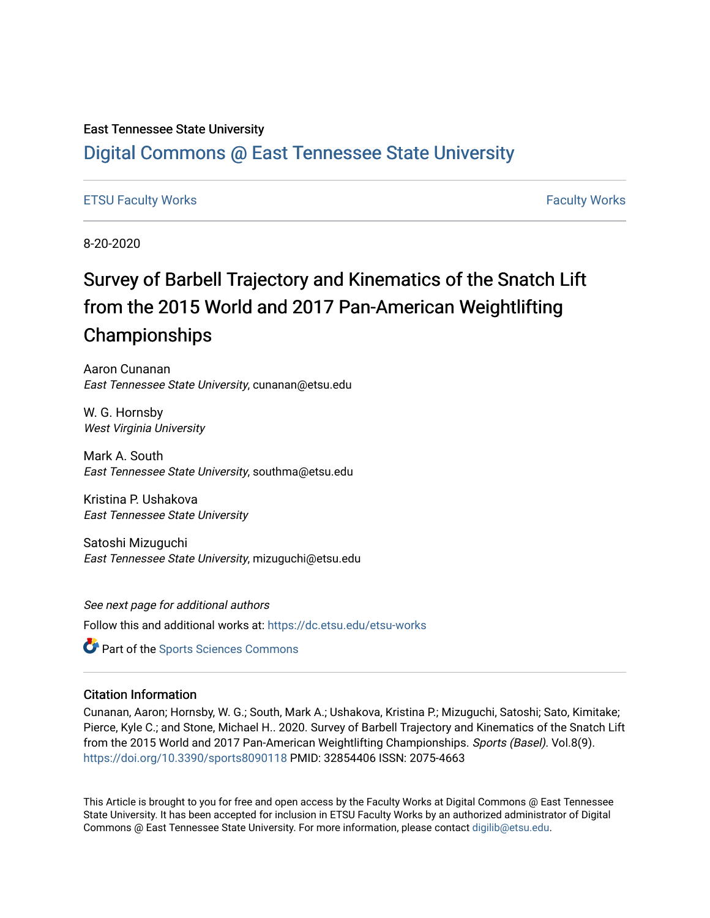East Tennessee State University

# Digital Commons @ East Tennessee State University

ETSU Faculty Works | Faculty Works

8-20-2020

## Survey of Barbell Trajectory and Kinematics of the Snatch Lift from the 2015 World and 2017 Pan-American Weightlifting Championships

Aaron Cunanan
*East Tennessee State University*, cunanan@etsu.edu

W. G. Hornsby
*West Virginia University*

Mark A. South
*East Tennessee State University*, southma@etsu.edu

Kristina P. Ushakova
*East Tennessee State University*

Satoshi Mizuguchi
*East Tennessee State University*, mizuguchi@etsu.edu

*See next page for additional authors*

Follow this and additional works at: https://dc.etsu.edu/etsu-works

Part of the Sports Sciences Commons

### Citation Information

Cunanan, Aaron; Hornsby, W. G.; South, Mark A.; Ushakova, Kristina P.; Mizuguchi, Satoshi; Sato, Kimitake; Pierce, Kyle C.; and Stone, Michael H.. 2020. Survey of Barbell Trajectory and Kinematics of the Snatch Lift from the 2015 World and 2017 Pan-American Weightlifting Championships. *Sports (Basel).* Vol.8(9). https://doi.org/10.3390/sports8090118 PMID: 32854406 ISSN: 2075-4663

This Article is brought to you for free and open access by the Faculty Works at Digital Commons @ East Tennessee State University. It has been accepted for inclusion in ETSU Faculty Works by an authorized administrator of Digital Commons @ East Tennessee State University. For more information, please contact digilib@etsu.edu.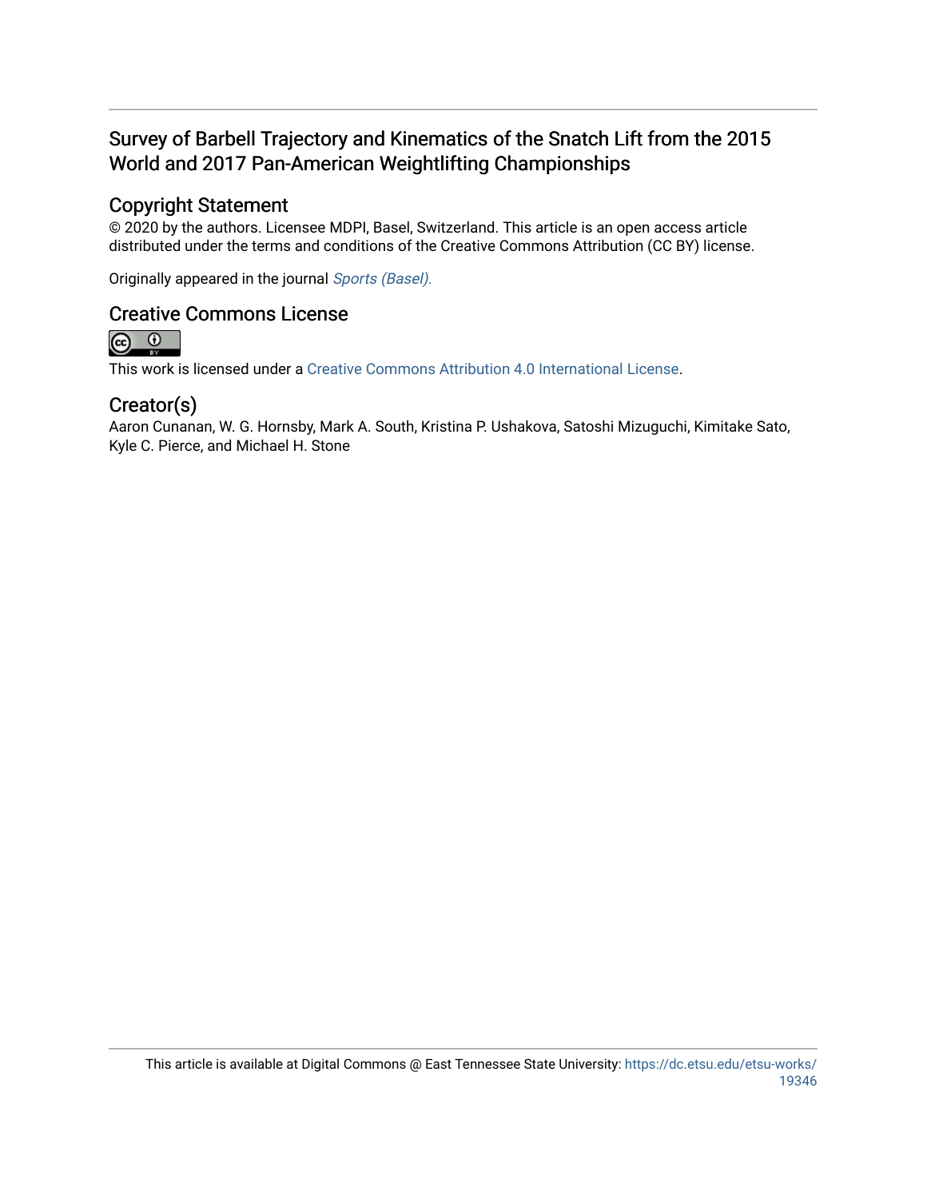# Survey of Barbell Trajectory and Kinematics of the Snatch Lift from the 2015 World and 2017 Pan-American Weightlifting Championships

## Copyright Statement

© 2020 by the authors. Licensee MDPI, Basel, Switzerland. This article is an open access article distributed under the terms and conditions of the Creative Commons Attribution (CC BY) license.

Originally appeared in the journal *Sports (Basel).*

## Creative Commons License

This work is licensed under a Creative Commons Attribution 4.0 International License.

## Creator(s)

Aaron Cunanan, W. G. Hornsby, Mark A. South, Kristina P. Ushakova, Satoshi Mizuguchi, Kimitake Sato, Kyle C. Pierce, and Michael H. Stone

This article is available at Digital Commons @ East Tennessee State University: https://dc.etsu.edu/etsu-works/19346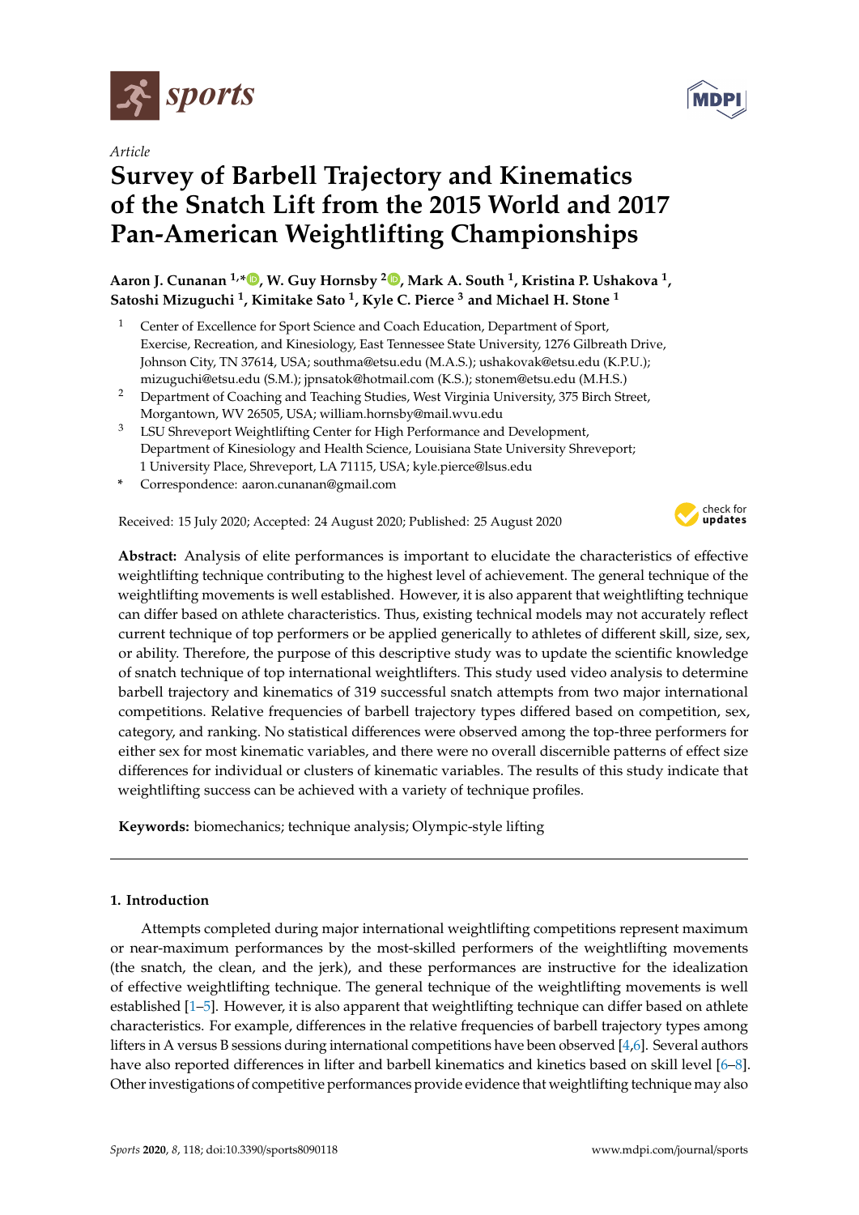Article

# Survey of Barbell Trajectory and Kinematics of the Snatch Lift from the 2015 World and 2017 Pan-American Weightlifting Championships

**Aaron J. Cunanan [1,*], W. Guy Hornsby [2], Mark A. South [1], Kristina P. Ushakova [1], Satoshi Mizuguchi [1], Kimitake Sato [1], Kyle C. Pierce [3] and Michael H. Stone [1]**

1. Center of Excellence for Sport Science and Coach Education, Department of Sport, Exercise, Recreation, and Kinesiology, East Tennessee State University, 1276 Gilbreath Drive, Johnson City, TN 37614, USA; southma@etsu.edu (M.A.S.); ushakovak@etsu.edu (K.P.U.); mizuguchi@etsu.edu (S.M.); jpnsatok@hotmail.com (K.S.); stonem@etsu.edu (M.H.S.)
2. Department of Coaching and Teaching Studies, West Virginia University, 375 Birch Street, Morgantown, WV 26505, USA; william.hornsby@mail.wvu.edu
3. LSU Shreveport Weightlifting Center for High Performance and Development, Department of Kinesiology and Health Science, Louisiana State University Shreveport; 1 University Place, Shreveport, LA 71115, USA; kyle.pierce@lsus.edu

\* Correspondence: aaron.cunanan@gmail.com

Received: 15 July 2020; Accepted: 24 August 2020; Published: 25 August 2020

**Abstract:** Analysis of elite performances is important to elucidate the characteristics of effective weightlifting technique contributing to the highest level of achievement. The general technique of the weightlifting movements is well established. However, it is also apparent that weightlifting technique can differ based on athlete characteristics. Thus, existing technical models may not accurately reflect current technique of top performers or be applied generically to athletes of different skill, size, sex, or ability. Therefore, the purpose of this descriptive study was to update the scientific knowledge of snatch technique of top international weightlifters. This study used video analysis to determine barbell trajectory and kinematics of 319 successful snatch attempts from two major international competitions. Relative frequencies of barbell trajectory types differed based on competition, sex, category, and ranking. No statistical differences were observed among the top-three performers for either sex for most kinematic variables, and there were no overall discernible patterns of effect size differences for individual or clusters of kinematic variables. The results of this study indicate that weightlifting success can be achieved with a variety of technique profiles.

**Keywords:** biomechanics; technique analysis; Olympic-style lifting

## 1. Introduction

Attempts completed during major international weightlifting competitions represent maximum or near-maximum performances by the most-skilled performers of the weightlifting movements (the snatch, the clean, and the jerk), and these performances are instructive for the idealization of effective weightlifting technique. The general technique of the weightlifting movements is well established [1–5]. However, it is also apparent that weightlifting technique can differ based on athlete characteristics. For example, differences in the relative frequencies of barbell trajectory types among lifters in A versus B sessions during international competitions have been observed [4,6]. Several authors have also reported differences in lifter and barbell kinematics and kinetics based on skill level [6–8]. Other investigations of competitive performances provide evidence that weightlifting technique may also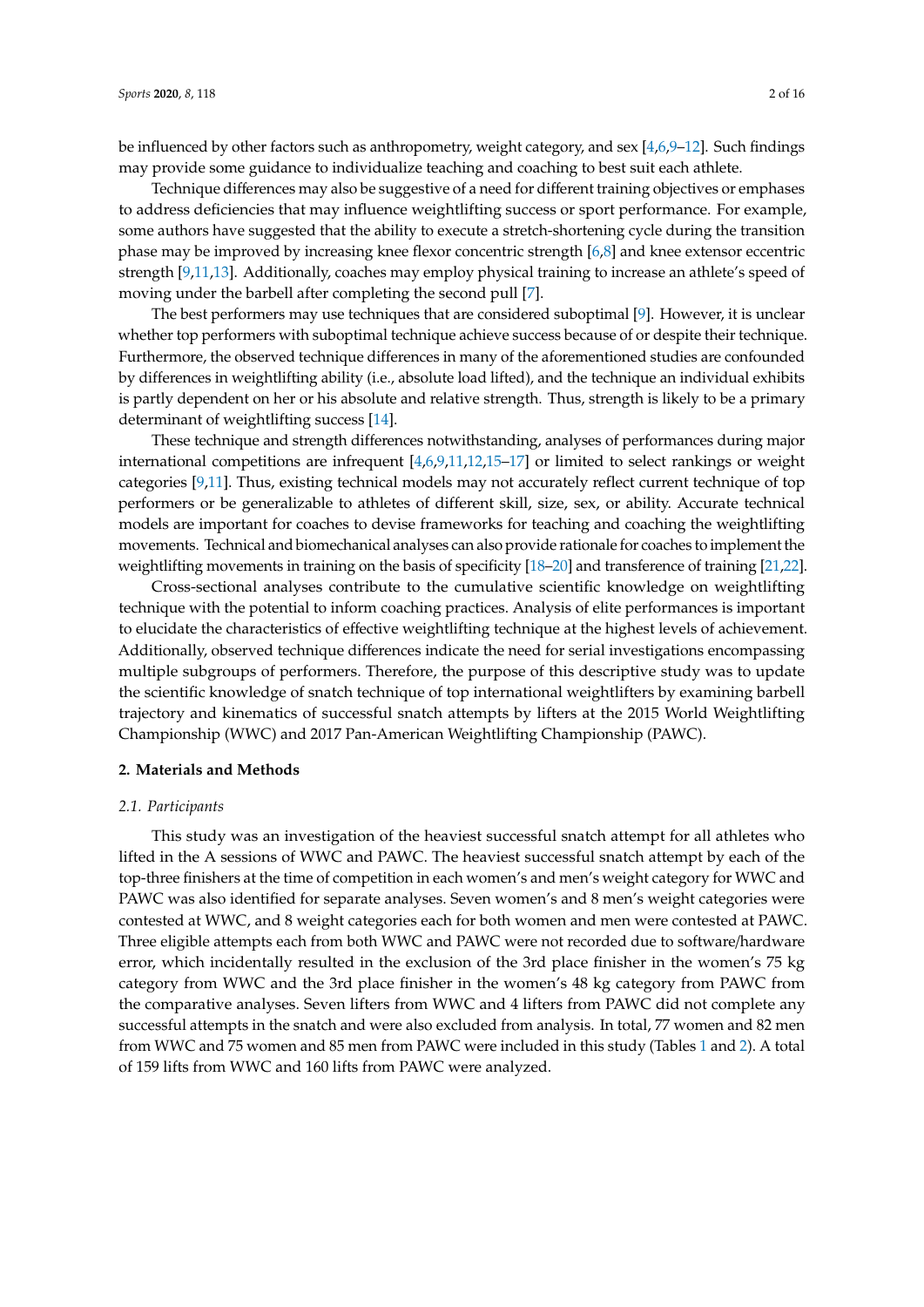be influenced by other factors such as anthropometry, weight category, and sex [4,6,9–12]. Such findings may provide some guidance to individualize teaching and coaching to best suit each athlete.

Technique differences may also be suggestive of a need for different training objectives or emphases to address deficiencies that may influence weightlifting success or sport performance. For example, some authors have suggested that the ability to execute a stretch-shortening cycle during the transition phase may be improved by increasing knee flexor concentric strength [6,8] and knee extensor eccentric strength [9,11,13]. Additionally, coaches may employ physical training to increase an athlete's speed of moving under the barbell after completing the second pull [7].

The best performers may use techniques that are considered suboptimal [9]. However, it is unclear whether top performers with suboptimal technique achieve success because of or despite their technique. Furthermore, the observed technique differences in many of the aforementioned studies are confounded by differences in weightlifting ability (i.e., absolute load lifted), and the technique an individual exhibits is partly dependent on her or his absolute and relative strength. Thus, strength is likely to be a primary determinant of weightlifting success [14].

These technique and strength differences notwithstanding, analyses of performances during major international competitions are infrequent [4,6,9,11,12,15–17] or limited to select rankings or weight categories [9,11]. Thus, existing technical models may not accurately reflect current technique of top performers or be generalizable to athletes of different skill, size, sex, or ability. Accurate technical models are important for coaches to devise frameworks for teaching and coaching the weightlifting movements. Technical and biomechanical analyses can also provide rationale for coaches to implement the weightlifting movements in training on the basis of specificity [18–20] and transference of training [21,22].

Cross-sectional analyses contribute to the cumulative scientific knowledge on weightlifting technique with the potential to inform coaching practices. Analysis of elite performances is important to elucidate the characteristics of effective weightlifting technique at the highest levels of achievement. Additionally, observed technique differences indicate the need for serial investigations encompassing multiple subgroups of performers. Therefore, the purpose of this descriptive study was to update the scientific knowledge of snatch technique of top international weightlifters by examining barbell trajectory and kinematics of successful snatch attempts by lifters at the 2015 World Weightlifting Championship (WWC) and 2017 Pan-American Weightlifting Championship (PAWC).

## 2. Materials and Methods

### 2.1. Participants

This study was an investigation of the heaviest successful snatch attempt for all athletes who lifted in the A sessions of WWC and PAWC. The heaviest successful snatch attempt by each of the top-three finishers at the time of competition in each women's and men's weight category for WWC and PAWC was also identified for separate analyses. Seven women's and 8 men's weight categories were contested at WWC, and 8 weight categories each for both women and men were contested at PAWC. Three eligible attempts each from both WWC and PAWC were not recorded due to software/hardware error, which incidentally resulted in the exclusion of the 3rd place finisher in the women's 75 kg category from WWC and the 3rd place finisher in the women's 48 kg category from PAWC from the comparative analyses. Seven lifters from WWC and 4 lifters from PAWC did not complete any successful attempts in the snatch and were also excluded from analysis. In total, 77 women and 82 men from WWC and 75 women and 85 men from PAWC were included in this study (Tables 1 and 2). A total of 159 lifts from WWC and 160 lifts from PAWC were analyzed.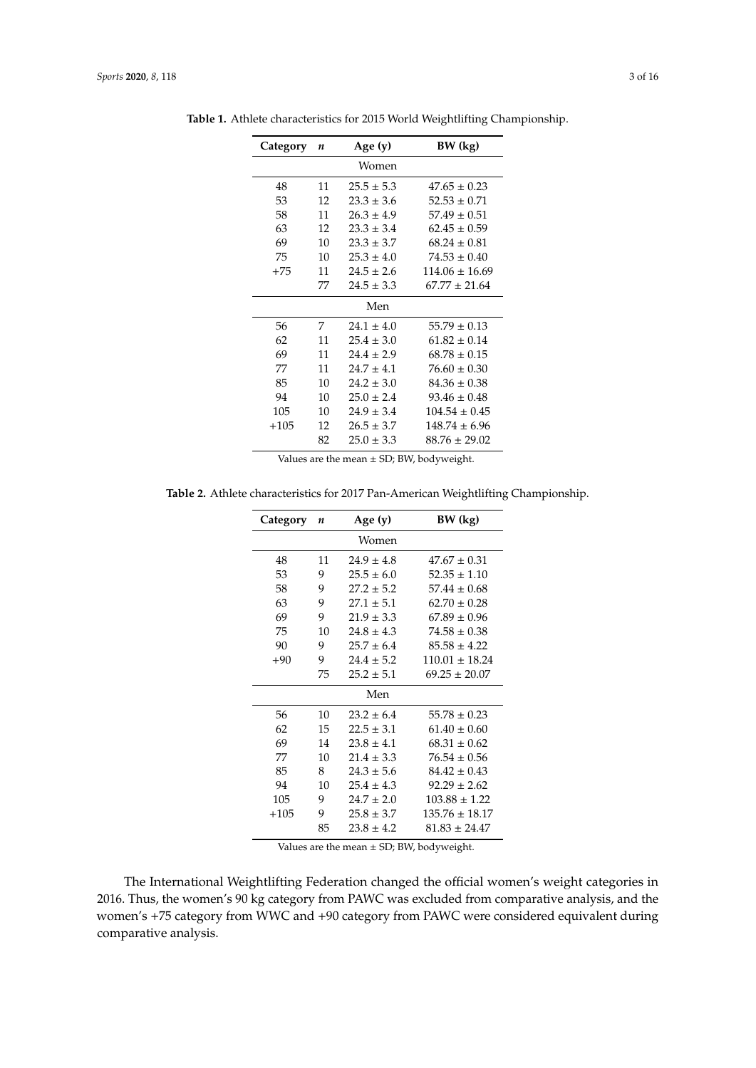**Table 1.** Athlete characteristics for 2015 World Weightlifting Championship.

| Category | *n* | Age (y) | BW (kg) |
|---|---|---|---|
| Women | | | |
| 48 | 11 | 25.5 ± 5.3 | 47.65 ± 0.23 |
| 53 | 12 | 23.3 ± 3.6 | 52.53 ± 0.71 |
| 58 | 11 | 26.3 ± 4.9 | 57.49 ± 0.51 |
| 63 | 12 | 23.3 ± 3.4 | 62.45 ± 0.59 |
| 69 | 10 | 23.3 ± 3.7 | 68.24 ± 0.81 |
| 75 | 10 | 25.3 ± 4.0 | 74.53 ± 0.40 |
| +75 | 11 | 24.5 ± 2.6 | 114.06 ± 16.69 |
| | 77 | 24.5 ± 3.3 | 67.77 ± 21.64 |
| Men | | | |
| 56 | 7 | 24.1 ± 4.0 | 55.79 ± 0.13 |
| 62 | 11 | 25.4 ± 3.0 | 61.82 ± 0.14 |
| 69 | 11 | 24.4 ± 2.9 | 68.78 ± 0.15 |
| 77 | 11 | 24.7 ± 4.1 | 76.60 ± 0.30 |
| 85 | 10 | 24.2 ± 3.0 | 84.36 ± 0.38 |
| 94 | 10 | 25.0 ± 2.4 | 93.46 ± 0.48 |
| 105 | 10 | 24.9 ± 3.4 | 104.54 ± 0.45 |
| +105 | 12 | 26.5 ± 3.7 | 148.74 ± 6.96 |
| | 82 | 25.0 ± 3.3 | 88.76 ± 29.02 |

Values are the mean ± SD; BW, bodyweight.

**Table 2.** Athlete characteristics for 2017 Pan-American Weightlifting Championship.

| Category | *n* | Age (y) | BW (kg) |
|---|---|---|---|
| Women | | | |
| 48 | 11 | 24.9 ± 4.8 | 47.67 ± 0.31 |
| 53 | 9 | 25.5 ± 6.0 | 52.35 ± 1.10 |
| 58 | 9 | 27.2 ± 5.2 | 57.44 ± 0.68 |
| 63 | 9 | 27.1 ± 5.1 | 62.70 ± 0.28 |
| 69 | 9 | 21.9 ± 3.3 | 67.89 ± 0.96 |
| 75 | 10 | 24.8 ± 4.3 | 74.58 ± 0.38 |
| 90 | 9 | 25.7 ± 6.4 | 85.58 ± 4.22 |
| +90 | 9 | 24.4 ± 5.2 | 110.01 ± 18.24 |
| | 75 | 25.2 ± 5.1 | 69.25 ± 20.07 |
| Men | | | |
| 56 | 10 | 23.2 ± 6.4 | 55.78 ± 0.23 |
| 62 | 15 | 22.5 ± 3.1 | 61.40 ± 0.60 |
| 69 | 14 | 23.8 ± 4.1 | 68.31 ± 0.62 |
| 77 | 10 | 21.4 ± 3.3 | 76.54 ± 0.56 |
| 85 | 8 | 24.3 ± 5.6 | 84.42 ± 0.43 |
| 94 | 10 | 25.4 ± 4.3 | 92.29 ± 2.62 |
| 105 | 9 | 24.7 ± 2.0 | 103.88 ± 1.22 |
| +105 | 9 | 25.8 ± 3.7 | 135.76 ± 18.17 |
| | 85 | 23.8 ± 4.2 | 81.83 ± 24.47 |

Values are the mean ± SD; BW, bodyweight.

The International Weightlifting Federation changed the official women's weight categories in 2016. Thus, the women's 90 kg category from PAWC was excluded from comparative analysis, and the women's +75 category from WWC and +90 category from PAWC were considered equivalent during comparative analysis.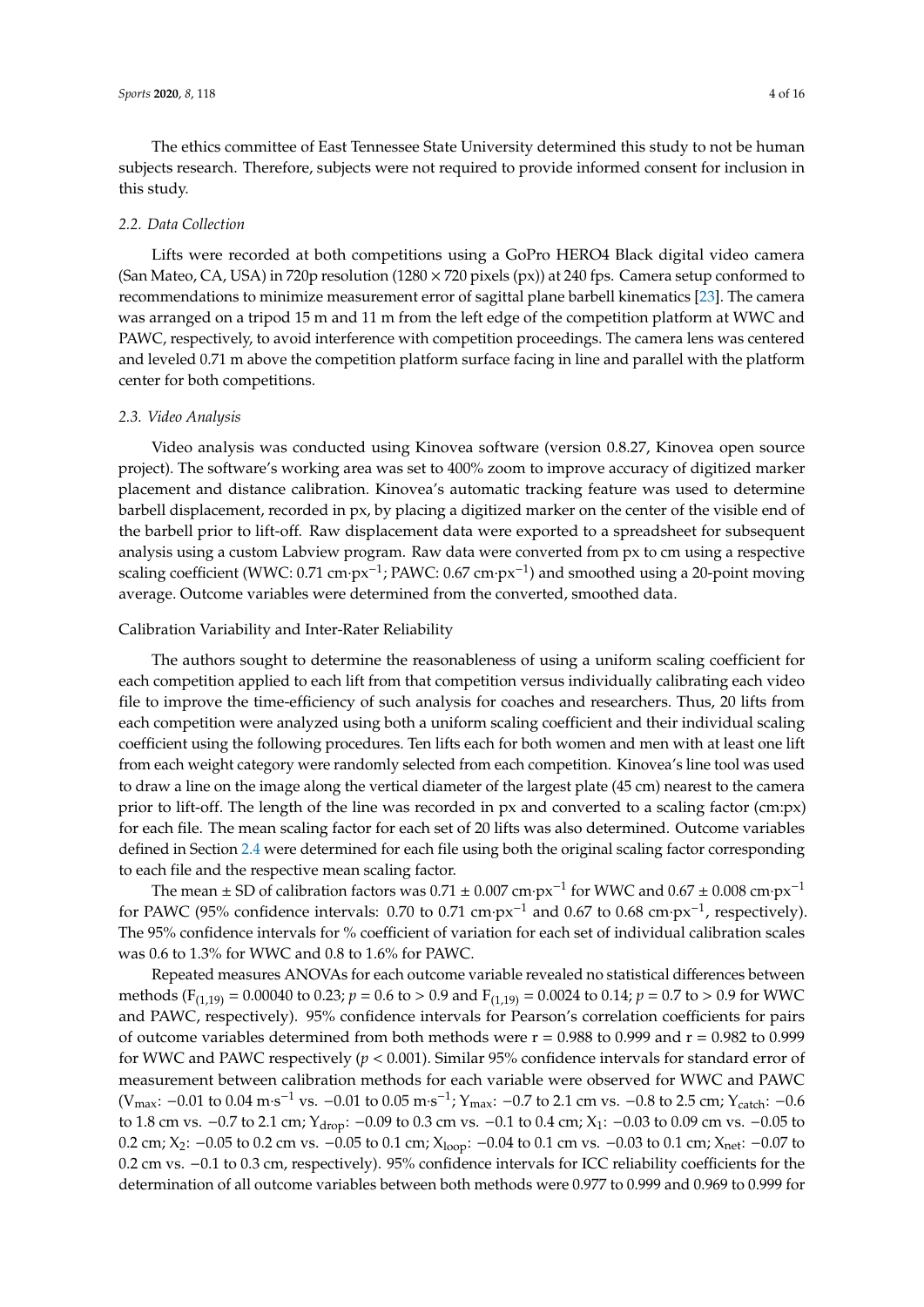The ethics committee of East Tennessee State University determined this study to not be human subjects research. Therefore, subjects were not required to provide informed consent for inclusion in this study.

### *2.2. Data Collection*

Lifts were recorded at both competitions using a GoPro HERO4 Black digital video camera (San Mateo, CA, USA) in 720p resolution (1280 × 720 pixels (px)) at 240 fps. Camera setup conformed to recommendations to minimize measurement error of sagittal plane barbell kinematics [23]. The camera was arranged on a tripod 15 m and 11 m from the left edge of the competition platform at WWC and PAWC, respectively, to avoid interference with competition proceedings. The camera lens was centered and leveled 0.71 m above the competition platform surface facing in line and parallel with the platform center for both competitions.

### *2.3. Video Analysis*

Video analysis was conducted using Kinovea software (version 0.8.27, Kinovea open source project). The software's working area was set to 400% zoom to improve accuracy of digitized marker placement and distance calibration. Kinovea's automatic tracking feature was used to determine barbell displacement, recorded in px, by placing a digitized marker on the center of the visible end of the barbell prior to lift-off. Raw displacement data were exported to a spreadsheet for subsequent analysis using a custom Labview program. Raw data were converted from px to cm using a respective scaling coefficient (WWC: 0.71 $cm{\cdot}px^{-1}$; PAWC: 0.67 $cm{\cdot}px^{-1}$) and smoothed using a 20-point moving average. Outcome variables were determined from the converted, smoothed data.

#### Calibration Variability and Inter-Rater Reliability

The authors sought to determine the reasonableness of using a uniform scaling coefficient for each competition applied to each lift from that competition versus individually calibrating each video file to improve the time-efficiency of such analysis for coaches and researchers. Thus, 20 lifts from each competition were analyzed using both a uniform scaling coefficient and their individual scaling coefficient using the following procedures. Ten lifts each for both women and men with at least one lift from each weight category were randomly selected from each competition. Kinovea's line tool was used to draw a line on the image along the vertical diameter of the largest plate (45 cm) nearest to the camera prior to lift-off. The length of the line was recorded in px and converted to a scaling factor (cm:px) for each file. The mean scaling factor for each set of 20 lifts was also determined. Outcome variables defined in Section 2.4 were determined for each file using both the original scaling factor corresponding to each file and the respective mean scaling factor.

The mean ± SD of calibration factors was 0.71 ± 0.007 $cm{\cdot}px^{-1}$ for WWC and 0.67 ± 0.008 $cm{\cdot}px^{-1}$ for PAWC (95% confidence intervals: 0.70 to 0.71 $cm{\cdot}px^{-1}$ and 0.67 to 0.68 $cm{\cdot}px^{-1}$, respectively). The 95% confidence intervals for % coefficient of variation for each set of individual calibration scales was 0.6 to 1.3% for WWC and 0.8 to 1.6% for PAWC.

Repeated measures ANOVAs for each outcome variable revealed no statistical differences between methods ($F_{(1,19)}$ = 0.00040 to 0.23; $p$ = 0.6 to > 0.9 and $F_{(1,19)}$ = 0.0024 to 0.14; $p$ = 0.7 to > 0.9 for WWC and PAWC, respectively). 95% confidence intervals for Pearson's correlation coefficients for pairs of outcome variables determined from both methods were r = 0.988 to 0.999 and r = 0.982 to 0.999 for WWC and PAWC respectively ($p$ < 0.001). Similar 95% confidence intervals for standard error of measurement between calibration methods for each variable were observed for WWC and PAWC ($V_{max}$: −0.01 to 0.04 $m{\cdot}s^{-1}$ vs. −0.01 to 0.05 $m{\cdot}s^{-1}$; $Y_{max}$: −0.7 to 2.1 cm vs. −0.8 to 2.5 cm; $Y_{catch}$: −0.6 to 1.8 cm vs. −0.7 to 2.1 cm; $Y_{drop}$: −0.09 to 0.3 cm vs. −0.1 to 0.4 cm; $X_1$: −0.03 to 0.09 cm vs. −0.05 to 0.2 cm; $X_2$: −0.05 to 0.2 cm vs. −0.05 to 0.1 cm; $X_{loop}$: −0.04 to 0.1 cm vs. −0.03 to 0.1 cm; $X_{net}$: −0.07 to 0.2 cm vs. −0.1 to 0.3 cm, respectively). 95% confidence intervals for ICC reliability coefficients for the determination of all outcome variables between both methods were 0.977 to 0.999 and 0.969 to 0.999 for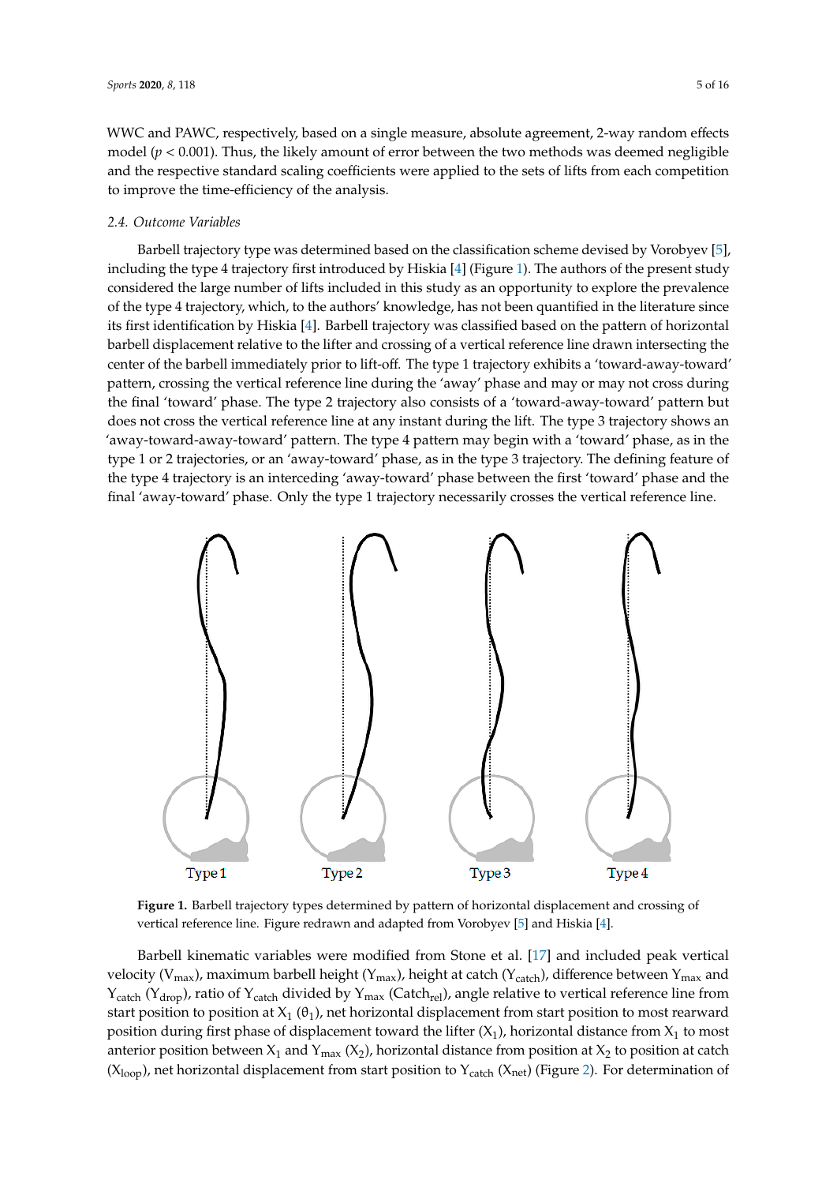WWC and PAWC, respectively, based on a single measure, absolute agreement, 2-way random effects model ($p < 0.001$). Thus, the likely amount of error between the two methods was deemed negligible and the respective standard scaling coefficients were applied to the sets of lifts from each competition to improve the time-efficiency of the analysis.

### 2.4. Outcome Variables

Barbell trajectory type was determined based on the classification scheme devised by Vorobyev [5], including the type 4 trajectory first introduced by Hiskia [4] (Figure 1). The authors of the present study considered the large number of lifts included in this study as an opportunity to explore the prevalence of the type 4 trajectory, which, to the authors' knowledge, has not been quantified in the literature since its first identification by Hiskia [4]. Barbell trajectory was classified based on the pattern of horizontal barbell displacement relative to the lifter and crossing of a vertical reference line drawn intersecting the center of the barbell immediately prior to lift-off. The type 1 trajectory exhibits a 'toward-away-toward' pattern, crossing the vertical reference line during the 'away' phase and may or may not cross during the final 'toward' phase. The type 2 trajectory also consists of a 'toward-away-toward' pattern but does not cross the vertical reference line at any instant during the lift. The type 3 trajectory shows an 'away-toward-away-toward' pattern. The type 4 pattern may begin with a 'toward' phase, as in the type 1 or 2 trajectories, or an 'away-toward' phase, as in the type 3 trajectory. The defining feature of the type 4 trajectory is an interceding 'away-toward' phase between the first 'toward' phase and the final 'away-toward' phase. Only the type 1 trajectory necessarily crosses the vertical reference line.

Type 1

Type 2

Type 3

Type 4

**Figure 1.** Barbell trajectory types determined by pattern of horizontal displacement and crossing of vertical reference line. Figure redrawn and adapted from Vorobyev [5] and Hiskia [4].

Barbell kinematic variables were modified from Stone et al. [17] and included peak vertical velocity ($V_{max}$), maximum barbell height ($Y_{max}$), height at catch ($Y_{catch}$), difference between $Y_{max}$ and $Y_{catch}$ ($Y_{drop}$), ratio of $Y_{catch}$ divided by $Y_{max}$ ($Catch_{rel}$), angle relative to vertical reference line from start position to position at $X_1$ ($\theta_1$), net horizontal displacement from start position to most rearward position during first phase of displacement toward the lifter ($X_1$), horizontal distance from $X_1$ to most anterior position between $X_1$ and $Y_{max}$ ($X_2$), horizontal distance from position at $X_2$ to position at catch ($X_{loop}$), net horizontal displacement from start position to $Y_{catch}$ ($X_{net}$) (Figure 2). For determination of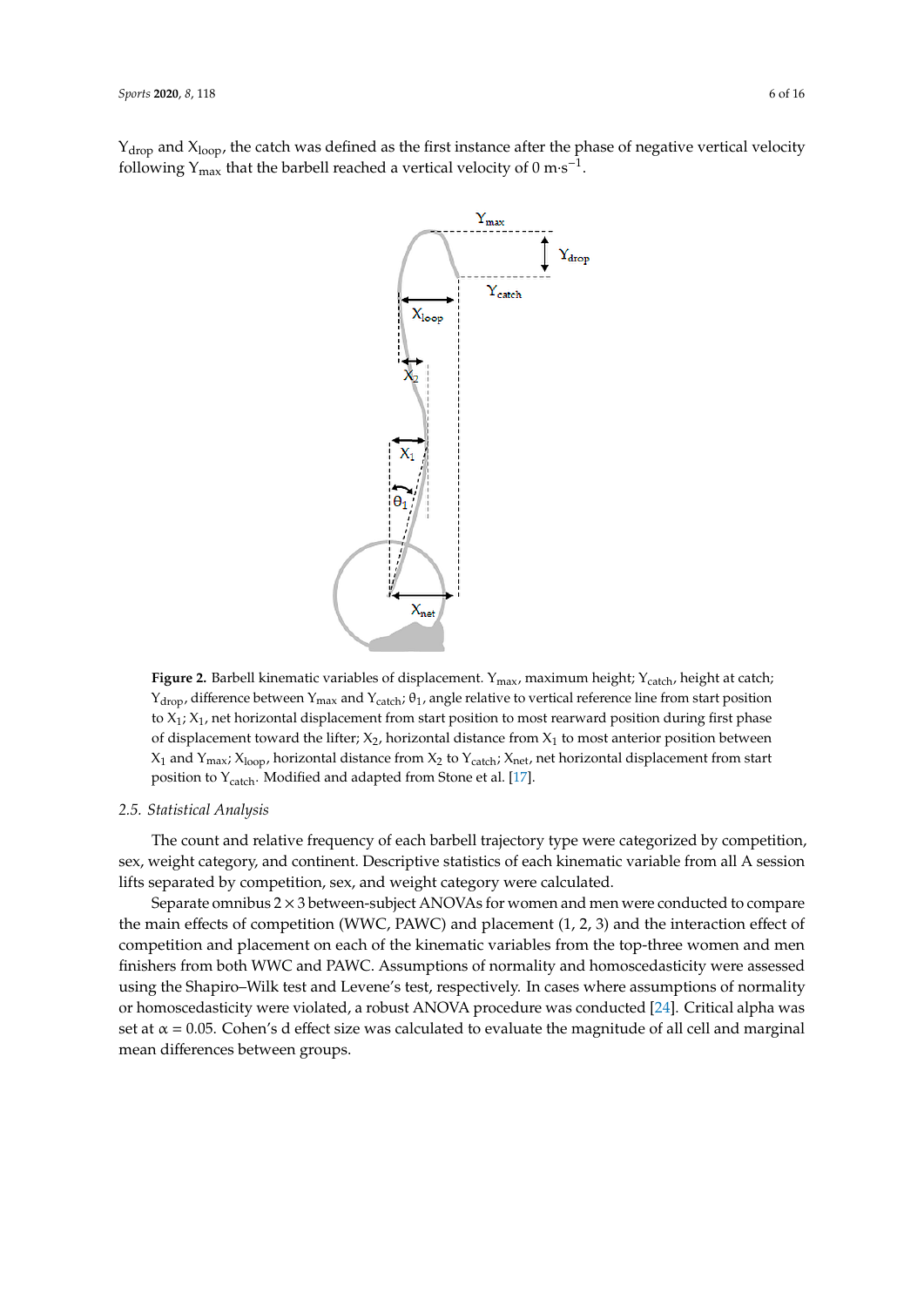$Y_{drop}$ and $X_{loop}$, the catch was defined as the first instance after the phase of negative vertical velocity following $Y_{max}$ that the barbell reached a vertical velocity of 0 m·s$^{-1}$.

$Y_{max}$

$Y_{drop}$

$Y_{catch}$

$X_{loop}$

$X_2$

$X_1$

$\theta_1$

$X_{net}$

**Figure 2.** Barbell kinematic variables of displacement. $Y_{max}$, maximum height; $Y_{catch}$, height at catch; $Y_{drop}$, difference between $Y_{max}$ and $Y_{catch}$; $\theta_1$, angle relative to vertical reference line from start position to $X_1$; $X_1$, net horizontal displacement from start position to most rearward position during first phase of displacement toward the lifter; $X_2$, horizontal distance from $X_1$ to most anterior position between $X_1$ and $Y_{max}$; $X_{loop}$, horizontal distance from $X_2$ to $Y_{catch}$; $X_{net}$, net horizontal displacement from start position to $Y_{catch}$. Modified and adapted from Stone et al. [17].

### 2.5. Statistical Analysis

The count and relative frequency of each barbell trajectory type were categorized by competition, sex, weight category, and continent. Descriptive statistics of each kinematic variable from all A session lifts separated by competition, sex, and weight category were calculated.

Separate omnibus 2 × 3 between-subject ANOVAs for women and men were conducted to compare the main effects of competition (WWC, PAWC) and placement (1, 2, 3) and the interaction effect of competition and placement on each of the kinematic variables from the top-three women and men finishers from both WWC and PAWC. Assumptions of normality and homoscedasticity were assessed using the Shapiro–Wilk test and Levene's test, respectively. In cases where assumptions of normality or homoscedasticity were violated, a robust ANOVA procedure was conducted [24]. Critical alpha was set at $\alpha = 0.05$. Cohen's d effect size was calculated to evaluate the magnitude of all cell and marginal mean differences between groups.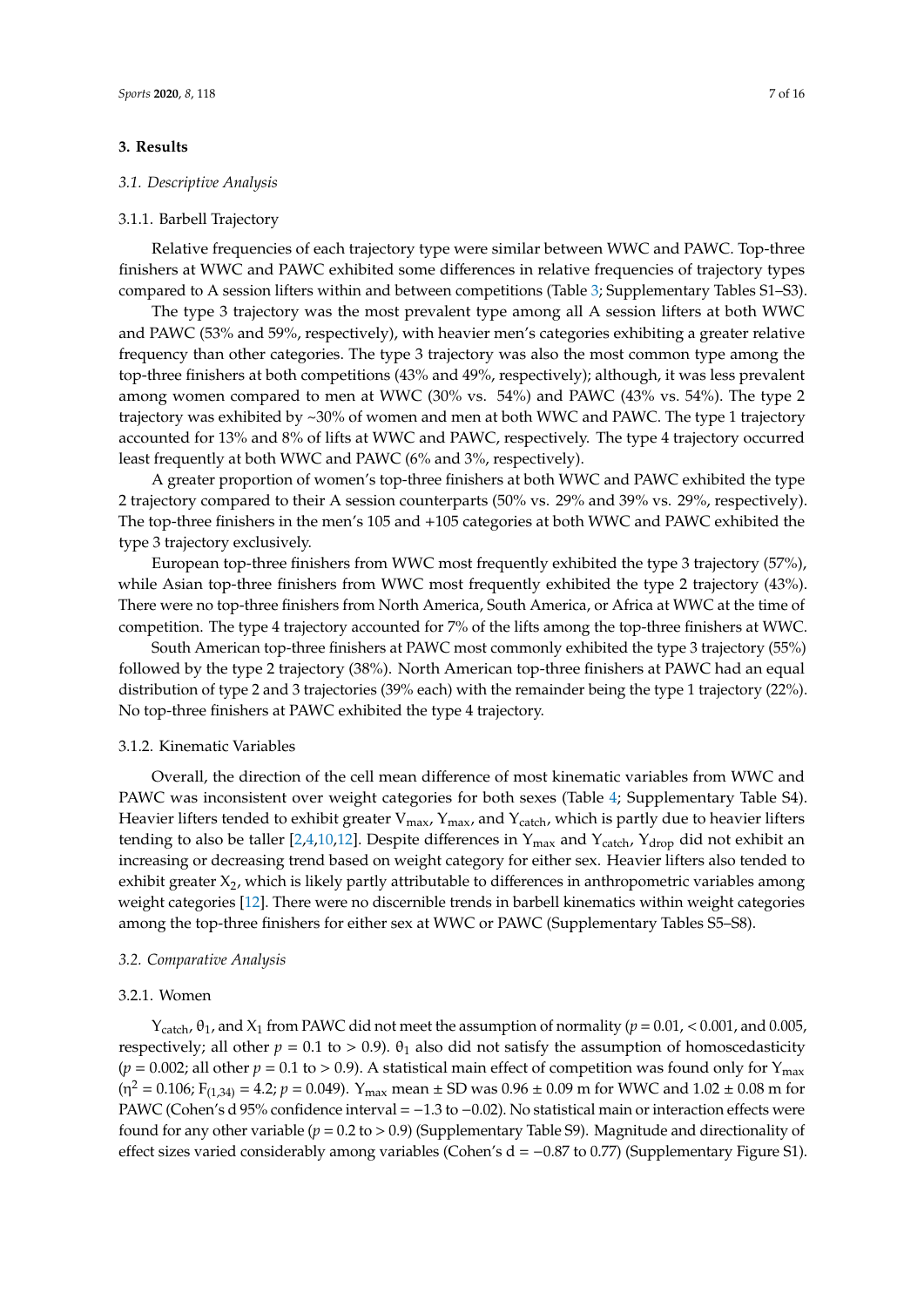## 3. Results

### 3.1. Descriptive Analysis

#### 3.1.1. Barbell Trajectory

Relative frequencies of each trajectory type were similar between WWC and PAWC. Top-three finishers at WWC and PAWC exhibited some differences in relative frequencies of trajectory types compared to A session lifters within and between competitions (Table 3; Supplementary Tables S1–S3).

The type 3 trajectory was the most prevalent type among all A session lifters at both WWC and PAWC (53% and 59%, respectively), with heavier men's categories exhibiting a greater relative frequency than other categories. The type 3 trajectory was also the most common type among the top-three finishers at both competitions (43% and 49%, respectively); although, it was less prevalent among women compared to men at WWC (30% vs. 54%) and PAWC (43% vs. 54%). The type 2 trajectory was exhibited by ~30% of women and men at both WWC and PAWC. The type 1 trajectory accounted for 13% and 8% of lifts at WWC and PAWC, respectively. The type 4 trajectory occurred least frequently at both WWC and PAWC (6% and 3%, respectively).

A greater proportion of women's top-three finishers at both WWC and PAWC exhibited the type 2 trajectory compared to their A session counterparts (50% vs. 29% and 39% vs. 29%, respectively). The top-three finishers in the men's 105 and +105 categories at both WWC and PAWC exhibited the type 3 trajectory exclusively.

European top-three finishers from WWC most frequently exhibited the type 3 trajectory (57%), while Asian top-three finishers from WWC most frequently exhibited the type 2 trajectory (43%). There were no top-three finishers from North America, South America, or Africa at WWC at the time of competition. The type 4 trajectory accounted for 7% of the lifts among the top-three finishers at WWC.

South American top-three finishers at PAWC most commonly exhibited the type 3 trajectory (55%) followed by the type 2 trajectory (38%). North American top-three finishers at PAWC had an equal distribution of type 2 and 3 trajectories (39% each) with the remainder being the type 1 trajectory (22%). No top-three finishers at PAWC exhibited the type 4 trajectory.

#### 3.1.2. Kinematic Variables

Overall, the direction of the cell mean difference of most kinematic variables from WWC and PAWC was inconsistent over weight categories for both sexes (Table 4; Supplementary Table S4). Heavier lifters tended to exhibit greater $V_{max}$, $Y_{max}$, and $Y_{catch}$, which is partly due to heavier lifters tending to also be taller [2,4,10,12]. Despite differences in $Y_{max}$ and $Y_{catch}$, $Y_{drop}$ did not exhibit an increasing or decreasing trend based on weight category for either sex. Heavier lifters also tended to exhibit greater $X_2$, which is likely partly attributable to differences in anthropometric variables among weight categories [12]. There were no discernible trends in barbell kinematics within weight categories among the top-three finishers for either sex at WWC or PAWC (Supplementary Tables S5–S8).

### 3.2. Comparative Analysis

#### 3.2.1. Women

$Y_{catch}$, $\theta_1$, and $X_1$ from PAWC did not meet the assumption of normality ($p = 0.01$, $< 0.001$, and $0.005$, respectively; all other $p = 0.1$ to $> 0.9$). $\theta_1$ also did not satisfy the assumption of homoscedasticity ($p = 0.002$; all other $p = 0.1$ to $> 0.9$). A statistical main effect of competition was found only for $Y_{max}$ ($\eta^2 = 0.106$; $F_{(1,34)} = 4.2$; $p = 0.049$). $Y_{max}$ mean ± SD was 0.96 ± 0.09 m for WWC and 1.02 ± 0.08 m for PAWC (Cohen's d 95% confidence interval = −1.3 to −0.02). No statistical main or interaction effects were found for any other variable ($p = 0.2$ to $> 0.9$) (Supplementary Table S9). Magnitude and directionality of effect sizes varied considerably among variables (Cohen's d = −0.87 to 0.77) (Supplementary Figure S1).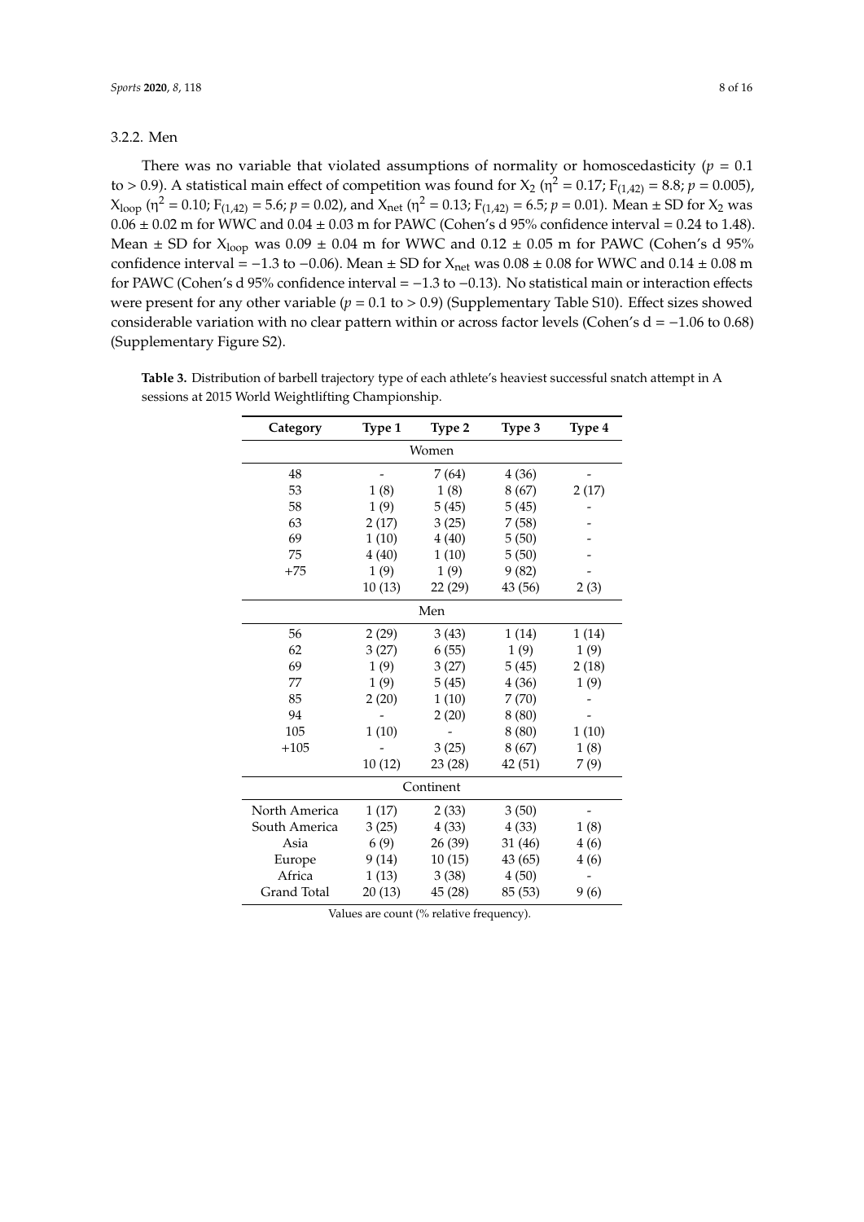### 3.2.2. Men

There was no variable that violated assumptions of normality or homoscedasticity ($p$ = 0.1 to > 0.9). A statistical main effect of competition was found for $X_2$ ($\eta^2$ = 0.17; $F_{(1,42)}$ = 8.8; $p$ = 0.005), $X_{loop}$ ($\eta^2$ = 0.10; $F_{(1,42)}$ = 5.6; $p$ = 0.02), and $X_{net}$ ($\eta^2$ = 0.13; $F_{(1,42)}$ = 6.5; $p$ = 0.01). Mean ± SD for $X_2$ was 0.06 ± 0.02 m for WWC and 0.04 ± 0.03 m for PAWC (Cohen's d 95% confidence interval = 0.24 to 1.48). Mean ± SD for $X_{loop}$ was 0.09 ± 0.04 m for WWC and 0.12 ± 0.05 m for PAWC (Cohen's d 95% confidence interval = −1.3 to −0.06). Mean ± SD for $X_{net}$ was 0.08 ± 0.08 for WWC and 0.14 ± 0.08 m for PAWC (Cohen's d 95% confidence interval = −1.3 to −0.13). No statistical main or interaction effects were present for any other variable ($p$ = 0.1 to > 0.9) (Supplementary Table S10). Effect sizes showed considerable variation with no clear pattern within or across factor levels (Cohen's d = −1.06 to 0.68) (Supplementary Figure S2).

**Table 3.** Distribution of barbell trajectory type of each athlete's heaviest successful snatch attempt in A sessions at 2015 World Weightlifting Championship.

| Category | Type 1 | Type 2 | Type 3 | Type 4 |
|---|---|---|---|---|
| Women | | | | |
| 48 | - | 7 (64) | 4 (36) | - |
| 53 | 1 (8) | 1 (8) | 8 (67) | 2 (17) |
| 58 | 1 (9) | 5 (45) | 5 (45) | - |
| 63 | 2 (17) | 3 (25) | 7 (58) | - |
| 69 | 1 (10) | 4 (40) | 5 (50) | - |
| 75 | 4 (40) | 1 (10) | 5 (50) | - |
| +75 | 1 (9) | 1 (9) | 9 (82) | - |
| | 10 (13) | 22 (29) | 43 (56) | 2 (3) |
| Men | | | | |
| 56 | 2 (29) | 3 (43) | 1 (14) | 1 (14) |
| 62 | 3 (27) | 6 (55) | 1 (9) | 1 (9) |
| 69 | 1 (9) | 3 (27) | 5 (45) | 2 (18) |
| 77 | 1 (9) | 5 (45) | 4 (36) | 1 (9) |
| 85 | 2 (20) | 1 (10) | 7 (70) | - |
| 94 | - | 2 (20) | 8 (80) | - |
| 105 | 1 (10) | - | 8 (80) | 1 (10) |
| +105 | - | 3 (25) | 8 (67) | 1 (8) |
| | 10 (12) | 23 (28) | 42 (51) | 7 (9) |
| Continent | | | | |
| North America | 1 (17) | 2 (33) | 3 (50) | - |
| South America | 3 (25) | 4 (33) | 4 (33) | 1 (8) |
| Asia | 6 (9) | 26 (39) | 31 (46) | 4 (6) |
| Europe | 9 (14) | 10 (15) | 43 (65) | 4 (6) |
| Africa | 1 (13) | 3 (38) | 4 (50) | - |
| Grand Total | 20 (13) | 45 (28) | 85 (53) | 9 (6) |

Values are count (% relative frequency).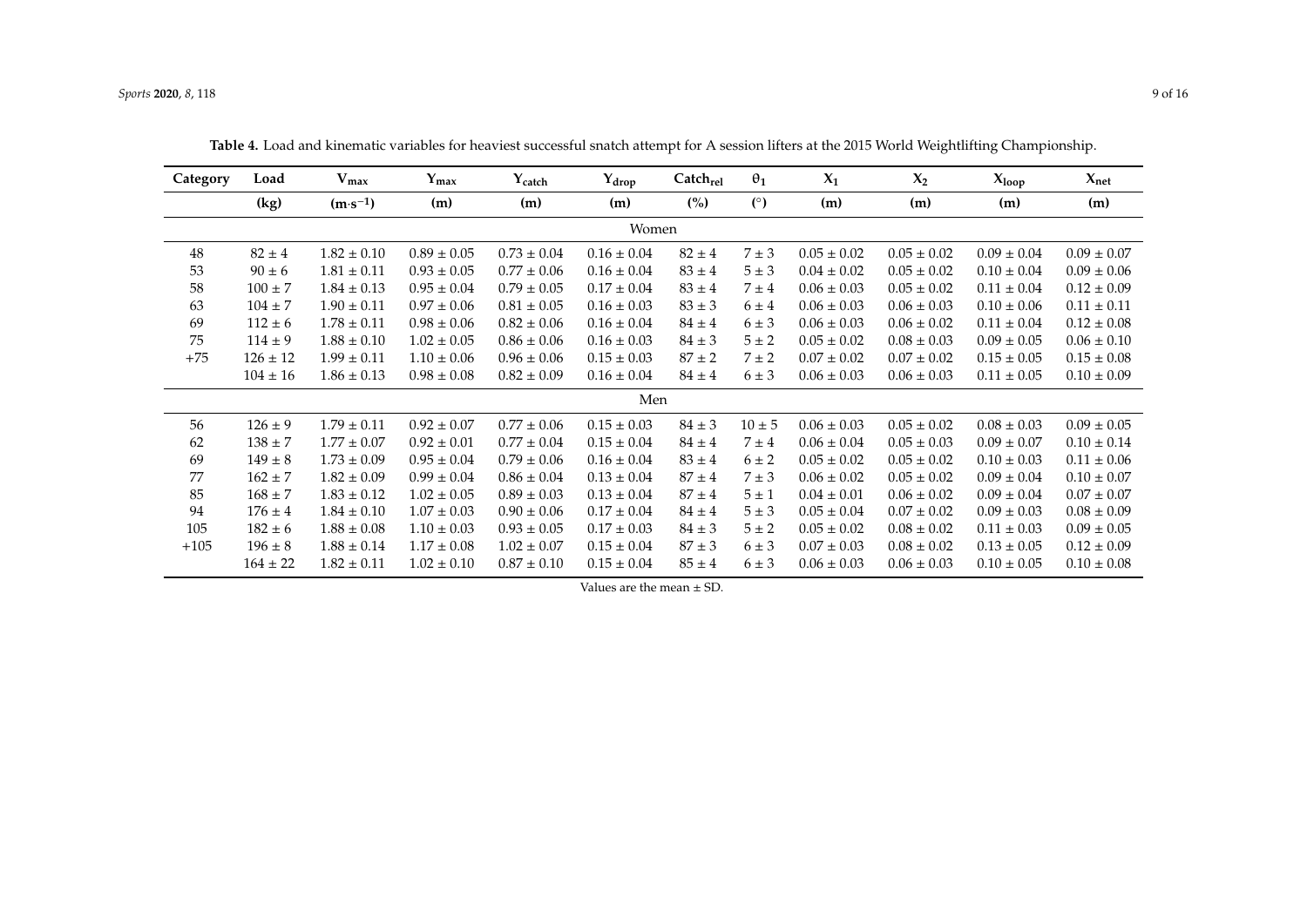**Table 4.** Load and kinematic variables for heaviest successful snatch attempt for A session lifters at the 2015 World Weightlifting Championship.

| Category | Load | $V_{max}$ | $Y_{max}$ | $Y_{catch}$ | $Y_{drop}$ | $Catch_{rel}$ | $\theta_1$ | $X_1$ | $X_2$ | $X_{loop}$ | $X_{net}$ |
|---|---|---|---|---|---|---|---|---|---|---|---|
| | (kg) | $(m{\cdot}s^{-1})$ | (m) | (m) | (m) | (%) | (°) | (m) | (m) | (m) | (m) |
| | | | | | | Women | | | | | |
| 48 | 82 ± 4 | 1.82 ± 0.10 | 0.89 ± 0.05 | 0.73 ± 0.04 | 0.16 ± 0.04 | 82 ± 4 | 7 ± 3 | 0.05 ± 0.02 | 0.05 ± 0.02 | 0.09 ± 0.04 | 0.09 ± 0.07 |
| 53 | 90 ± 6 | 1.81 ± 0.11 | 0.93 ± 0.05 | 0.77 ± 0.06 | 0.16 ± 0.04 | 83 ± 4 | 5 ± 3 | 0.04 ± 0.02 | 0.05 ± 0.02 | 0.10 ± 0.04 | 0.09 ± 0.06 |
| 58 | 100 ± 7 | 1.84 ± 0.13 | 0.95 ± 0.04 | 0.79 ± 0.05 | 0.17 ± 0.04 | 83 ± 4 | 7 ± 4 | 0.06 ± 0.03 | 0.05 ± 0.02 | 0.11 ± 0.04 | 0.12 ± 0.09 |
| 63 | 104 ± 7 | 1.90 ± 0.11 | 0.97 ± 0.06 | 0.81 ± 0.05 | 0.16 ± 0.03 | 83 ± 3 | 6 ± 4 | 0.06 ± 0.03 | 0.06 ± 0.03 | 0.10 ± 0.06 | 0.11 ± 0.11 |
| 69 | 112 ± 6 | 1.78 ± 0.11 | 0.98 ± 0.06 | 0.82 ± 0.06 | 0.16 ± 0.04 | 84 ± 4 | 6 ± 3 | 0.06 ± 0.03 | 0.06 ± 0.02 | 0.11 ± 0.04 | 0.12 ± 0.08 |
| 75 | 114 ± 9 | 1.88 ± 0.10 | 1.02 ± 0.05 | 0.86 ± 0.06 | 0.16 ± 0.03 | 84 ± 3 | 5 ± 2 | 0.05 ± 0.02 | 0.08 ± 0.03 | 0.09 ± 0.05 | 0.06 ± 0.10 |
| +75 | 126 ± 12 | 1.99 ± 0.11 | 1.10 ± 0.06 | 0.96 ± 0.06 | 0.15 ± 0.03 | 87 ± 2 | 7 ± 2 | 0.07 ± 0.02 | 0.07 ± 0.02 | 0.15 ± 0.05 | 0.15 ± 0.08 |
| | 104 ± 16 | 1.86 ± 0.13 | 0.98 ± 0.08 | 0.82 ± 0.09 | 0.16 ± 0.04 | 84 ± 4 | 6 ± 3 | 0.06 ± 0.03 | 0.06 ± 0.03 | 0.11 ± 0.05 | 0.10 ± 0.09 |
| | | | | | | Men | | | | | |
| 56 | 126 ± 9 | 1.79 ± 0.11 | 0.92 ± 0.07 | 0.77 ± 0.06 | 0.15 ± 0.03 | 84 ± 3 | 10 ± 5 | 0.06 ± 0.03 | 0.05 ± 0.02 | 0.08 ± 0.03 | 0.09 ± 0.05 |
| 62 | 138 ± 7 | 1.77 ± 0.07 | 0.92 ± 0.01 | 0.77 ± 0.04 | 0.15 ± 0.04 | 84 ± 4 | 7 ± 4 | 0.06 ± 0.04 | 0.05 ± 0.03 | 0.09 ± 0.07 | 0.10 ± 0.14 |
| 69 | 149 ± 8 | 1.73 ± 0.09 | 0.95 ± 0.04 | 0.79 ± 0.06 | 0.16 ± 0.04 | 83 ± 4 | 6 ± 2 | 0.05 ± 0.02 | 0.05 ± 0.02 | 0.10 ± 0.03 | 0.11 ± 0.06 |
| 77 | 162 ± 7 | 1.82 ± 0.09 | 0.99 ± 0.04 | 0.86 ± 0.04 | 0.13 ± 0.04 | 87 ± 4 | 7 ± 3 | 0.06 ± 0.02 | 0.05 ± 0.02 | 0.09 ± 0.04 | 0.10 ± 0.07 |
| 85 | 168 ± 7 | 1.83 ± 0.12 | 1.02 ± 0.05 | 0.89 ± 0.03 | 0.13 ± 0.04 | 87 ± 4 | 5 ± 1 | 0.04 ± 0.01 | 0.06 ± 0.02 | 0.09 ± 0.04 | 0.07 ± 0.07 |
| 94 | 176 ± 4 | 1.84 ± 0.10 | 1.07 ± 0.03 | 0.90 ± 0.06 | 0.17 ± 0.04 | 84 ± 4 | 5 ± 3 | 0.05 ± 0.04 | 0.07 ± 0.02 | 0.09 ± 0.03 | 0.08 ± 0.09 |
| 105 | 182 ± 6 | 1.88 ± 0.08 | 1.10 ± 0.03 | 0.93 ± 0.05 | 0.17 ± 0.03 | 84 ± 3 | 5 ± 2 | 0.05 ± 0.02 | 0.08 ± 0.02 | 0.11 ± 0.03 | 0.09 ± 0.05 |
| +105 | 196 ± 8 | 1.88 ± 0.14 | 1.17 ± 0.08 | 1.02 ± 0.07 | 0.15 ± 0.04 | 87 ± 3 | 6 ± 3 | 0.07 ± 0.03 | 0.08 ± 0.02 | 0.13 ± 0.05 | 0.12 ± 0.09 |
| | 164 ± 22 | 1.82 ± 0.11 | 1.02 ± 0.10 | 0.87 ± 0.10 | 0.15 ± 0.04 | 85 ± 4 | 6 ± 3 | 0.06 ± 0.03 | 0.06 ± 0.03 | 0.10 ± 0.05 | 0.10 ± 0.08 |

Values are the mean ± SD.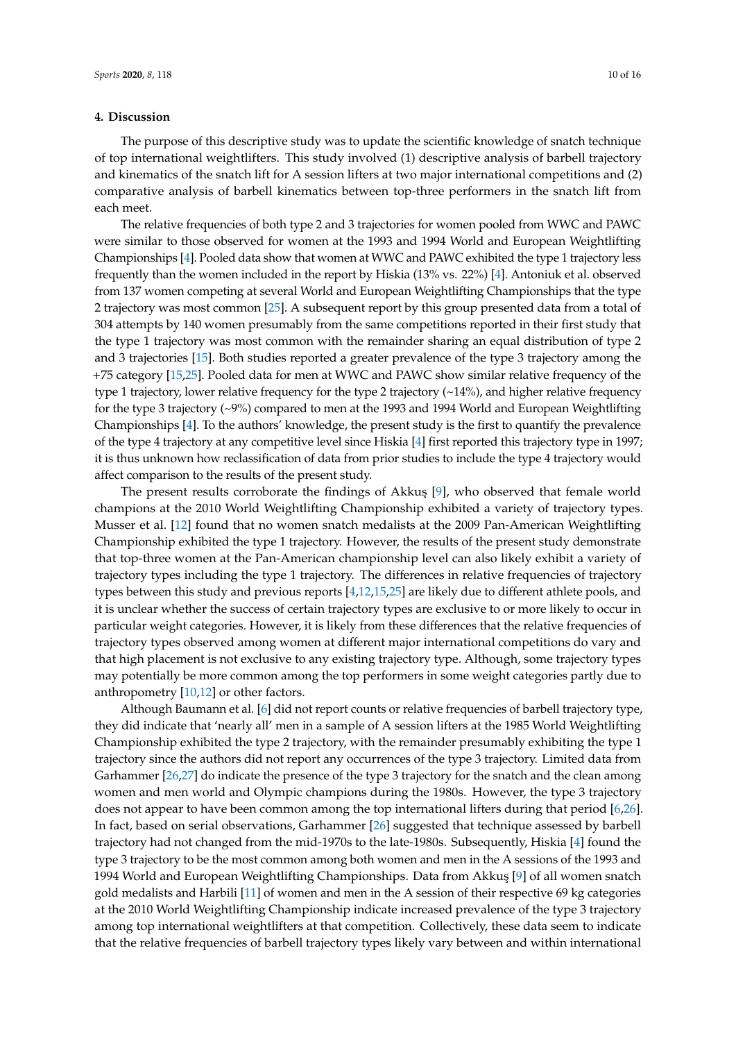## 4. Discussion

The purpose of this descriptive study was to update the scientific knowledge of snatch technique of top international weightlifters. This study involved (1) descriptive analysis of barbell trajectory and kinematics of the snatch lift for A session lifters at two major international competitions and (2) comparative analysis of barbell kinematics between top-three performers in the snatch lift from each meet.

The relative frequencies of both type 2 and 3 trajectories for women pooled from WWC and PAWC were similar to those observed for women at the 1993 and 1994 World and European Weightlifting Championships [4]. Pooled data show that women at WWC and PAWC exhibited the type 1 trajectory less frequently than the women included in the report by Hiskia (13% vs. 22%) [4]. Antoniuk et al. observed from 137 women competing at several World and European Weightlifting Championships that the type 2 trajectory was most common [25]. A subsequent report by this group presented data from a total of 304 attempts by 140 women presumably from the same competitions reported in their first study that the type 1 trajectory was most common with the remainder sharing an equal distribution of type 2 and 3 trajectories [15]. Both studies reported a greater prevalence of the type 3 trajectory among the +75 category [15,25]. Pooled data for men at WWC and PAWC show similar relative frequency of the type 1 trajectory, lower relative frequency for the type 2 trajectory (~14%), and higher relative frequency for the type 3 trajectory (~9%) compared to men at the 1993 and 1994 World and European Weightlifting Championships [4]. To the authors' knowledge, the present study is the first to quantify the prevalence of the type 4 trajectory at any competitive level since Hiskia [4] first reported this trajectory type in 1997; it is thus unknown how reclassification of data from prior studies to include the type 4 trajectory would affect comparison to the results of the present study.

The present results corroborate the findings of Akkuş [9], who observed that female world champions at the 2010 World Weightlifting Championship exhibited a variety of trajectory types. Musser et al. [12] found that no women snatch medalists at the 2009 Pan-American Weightlifting Championship exhibited the type 1 trajectory. However, the results of the present study demonstrate that top-three women at the Pan-American championship level can also likely exhibit a variety of trajectory types including the type 1 trajectory. The differences in relative frequencies of trajectory types between this study and previous reports [4,12,15,25] are likely due to different athlete pools, and it is unclear whether the success of certain trajectory types are exclusive to or more likely to occur in particular weight categories. However, it is likely from these differences that the relative frequencies of trajectory types observed among women at different major international competitions do vary and that high placement is not exclusive to any existing trajectory type. Although, some trajectory types may potentially be more common among the top performers in some weight categories partly due to anthropometry [10,12] or other factors.

Although Baumann et al. [6] did not report counts or relative frequencies of barbell trajectory type, they did indicate that 'nearly all' men in a sample of A session lifters at the 1985 World Weightlifting Championship exhibited the type 2 trajectory, with the remainder presumably exhibiting the type 1 trajectory since the authors did not report any occurrences of the type 3 trajectory. Limited data from Garhammer [26,27] do indicate the presence of the type 3 trajectory for the snatch and the clean among women and men world and Olympic champions during the 1980s. However, the type 3 trajectory does not appear to have been common among the top international lifters during that period [6,26]. In fact, based on serial observations, Garhammer [26] suggested that technique assessed by barbell trajectory had not changed from the mid-1970s to the late-1980s. Subsequently, Hiskia [4] found the type 3 trajectory to be the most common among both women and men in the A sessions of the 1993 and 1994 World and European Weightlifting Championships. Data from Akkuş [9] of all women snatch gold medalists and Harbili [11] of women and men in the A session of their respective 69 kg categories at the 2010 World Weightlifting Championship indicate increased prevalence of the type 3 trajectory among top international weightlifters at that competition. Collectively, these data seem to indicate that the relative frequencies of barbell trajectory types likely vary between and within international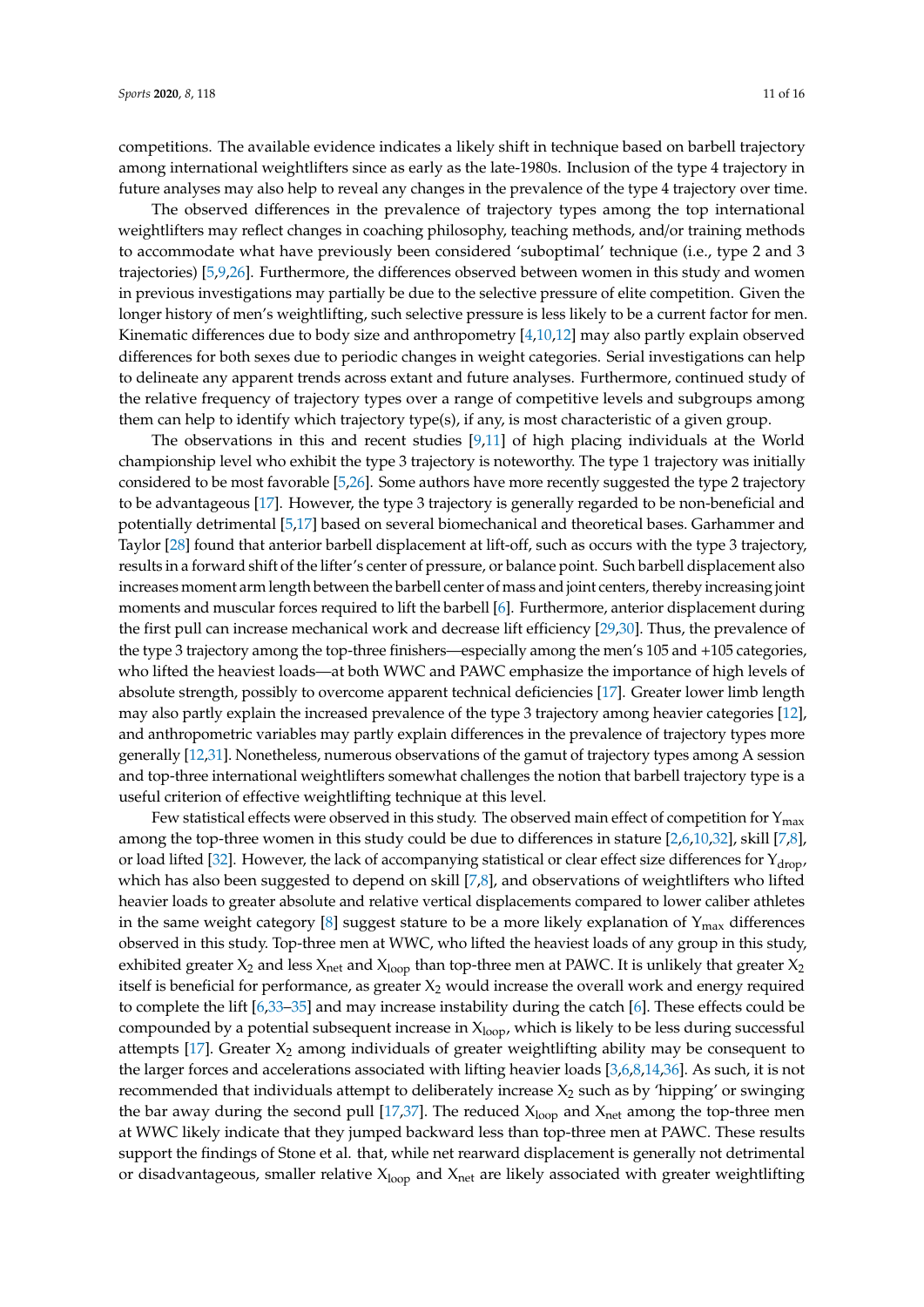competitions. The available evidence indicates a likely shift in technique based on barbell trajectory among international weightlifters since as early as the late-1980s. Inclusion of the type 4 trajectory in future analyses may also help to reveal any changes in the prevalence of the type 4 trajectory over time.

The observed differences in the prevalence of trajectory types among the top international weightlifters may reflect changes in coaching philosophy, teaching methods, and/or training methods to accommodate what have previously been considered 'suboptimal' technique (i.e., type 2 and 3 trajectories) [5,9,26]. Furthermore, the differences observed between women in this study and women in previous investigations may partially be due to the selective pressure of elite competition. Given the longer history of men's weightlifting, such selective pressure is less likely to be a current factor for men. Kinematic differences due to body size and anthropometry [4,10,12] may also partly explain observed differences for both sexes due to periodic changes in weight categories. Serial investigations can help to delineate any apparent trends across extant and future analyses. Furthermore, continued study of the relative frequency of trajectory types over a range of competitive levels and subgroups among them can help to identify which trajectory type(s), if any, is most characteristic of a given group.

The observations in this and recent studies [9,11] of high placing individuals at the World championship level who exhibit the type 3 trajectory is noteworthy. The type 1 trajectory was initially considered to be most favorable [5,26]. Some authors have more recently suggested the type 2 trajectory to be advantageous [17]. However, the type 3 trajectory is generally regarded to be non-beneficial and potentially detrimental [5,17] based on several biomechanical and theoretical bases. Garhammer and Taylor [28] found that anterior barbell displacement at lift-off, such as occurs with the type 3 trajectory, results in a forward shift of the lifter's center of pressure, or balance point. Such barbell displacement also increases moment arm length between the barbell center of mass and joint centers, thereby increasing joint moments and muscular forces required to lift the barbell [6]. Furthermore, anterior displacement during the first pull can increase mechanical work and decrease lift efficiency [29,30]. Thus, the prevalence of the type 3 trajectory among the top-three finishers—especially among the men's 105 and +105 categories, who lifted the heaviest loads—at both WWC and PAWC emphasize the importance of high levels of absolute strength, possibly to overcome apparent technical deficiencies [17]. Greater lower limb length may also partly explain the increased prevalence of the type 3 trajectory among heavier categories [12], and anthropometric variables may partly explain differences in the prevalence of trajectory types more generally [12,31]. Nonetheless, numerous observations of the gamut of trajectory types among A session and top-three international weightlifters somewhat challenges the notion that barbell trajectory type is a useful criterion of effective weightlifting technique at this level.

Few statistical effects were observed in this study. The observed main effect of competition for $Y_{max}$ among the top-three women in this study could be due to differences in stature [2,6,10,32], skill [7,8], or load lifted [32]. However, the lack of accompanying statistical or clear effect size differences for $Y_{drop}$, which has also been suggested to depend on skill [7,8], and observations of weightlifters who lifted heavier loads to greater absolute and relative vertical displacements compared to lower caliber athletes in the same weight category [8] suggest stature to be a more likely explanation of $Y_{max}$ differences observed in this study. Top-three men at WWC, who lifted the heaviest loads of any group in this study, exhibited greater $X_2$ and less $X_{net}$ and $X_{loop}$ than top-three men at PAWC. It is unlikely that greater $X_2$ itself is beneficial for performance, as greater $X_2$ would increase the overall work and energy required to complete the lift [6,33–35] and may increase instability during the catch [6]. These effects could be compounded by a potential subsequent increase in $X_{loop}$, which is likely to be less during successful attempts [17]. Greater $X_2$ among individuals of greater weightlifting ability may be consequent to the larger forces and accelerations associated with lifting heavier loads [3,6,8,14,36]. As such, it is not recommended that individuals attempt to deliberately increase $X_2$ such as by 'hipping' or swinging the bar away during the second pull [17,37]. The reduced $X_{loop}$ and $X_{net}$ among the top-three men at WWC likely indicate that they jumped backward less than top-three men at PAWC. These results support the findings of Stone et al. that, while net rearward displacement is generally not detrimental or disadvantageous, smaller relative $X_{loop}$ and $X_{net}$ are likely associated with greater weightlifting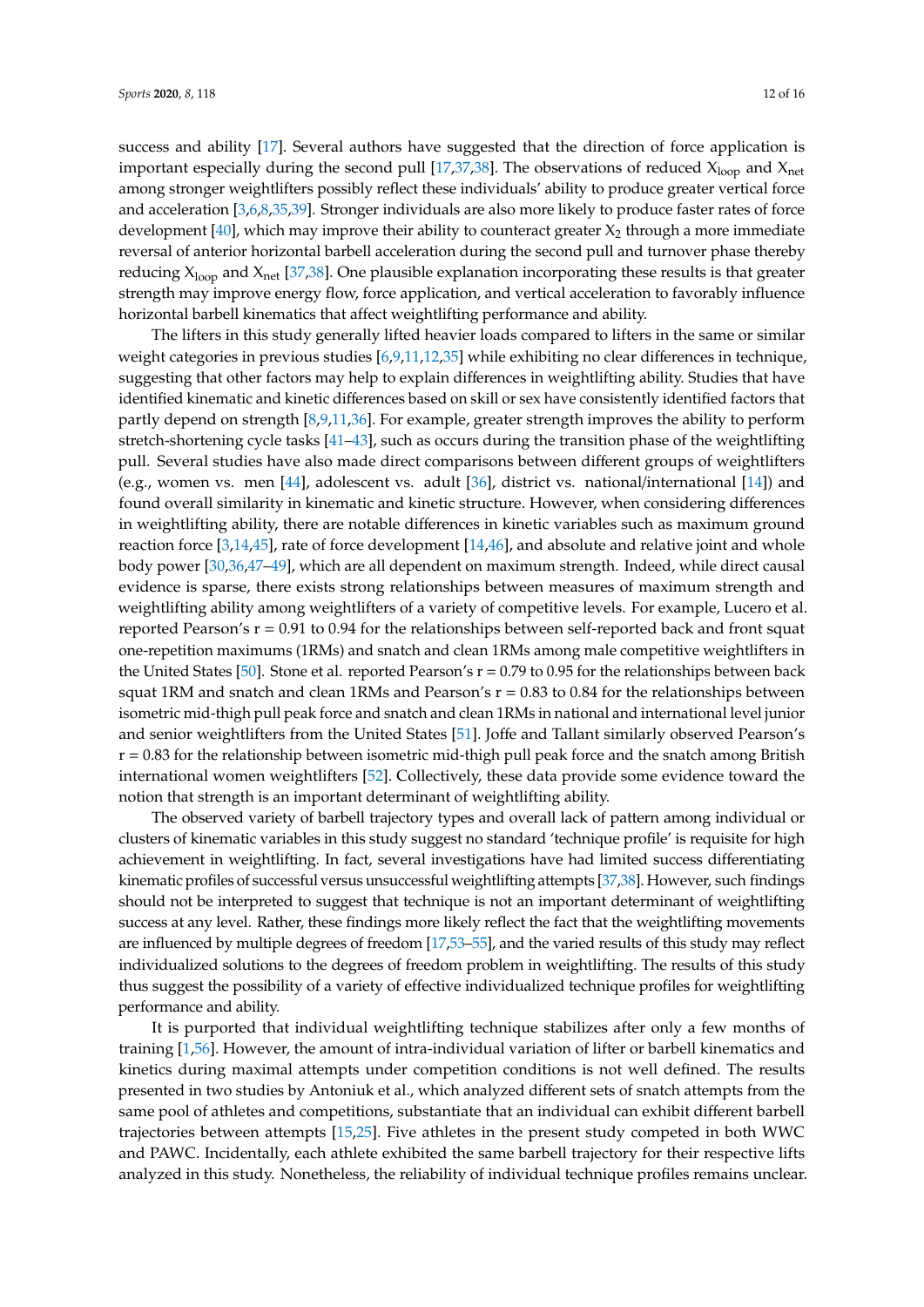success and ability [17]. Several authors have suggested that the direction of force application is important especially during the second pull [17,37,38]. The observations of reduced $X_{loop}$ and $X_{net}$ among stronger weightlifters possibly reflect these individuals' ability to produce greater vertical force and acceleration [3,6,8,35,39]. Stronger individuals are also more likely to produce faster rates of force development [40], which may improve their ability to counteract greater $X_2$ through a more immediate reversal of anterior horizontal barbell acceleration during the second pull and turnover phase thereby reducing $X_{loop}$ and $X_{net}$ [37,38]. One plausible explanation incorporating these results is that greater strength may improve energy flow, force application, and vertical acceleration to favorably influence horizontal barbell kinematics that affect weightlifting performance and ability.

The lifters in this study generally lifted heavier loads compared to lifters in the same or similar weight categories in previous studies [6,9,11,12,35] while exhibiting no clear differences in technique, suggesting that other factors may help to explain differences in weightlifting ability. Studies that have identified kinematic and kinetic differences based on skill or sex have consistently identified factors that partly depend on strength [8,9,11,36]. For example, greater strength improves the ability to perform stretch-shortening cycle tasks [41–43], such as occurs during the transition phase of the weightlifting pull. Several studies have also made direct comparisons between different groups of weightlifters (e.g., women vs. men [44], adolescent vs. adult [36], district vs. national/international [14]) and found overall similarity in kinematic and kinetic structure. However, when considering differences in weightlifting ability, there are notable differences in kinetic variables such as maximum ground reaction force [3,14,45], rate of force development [14,46], and absolute and relative joint and whole body power [30,36,47–49], which are all dependent on maximum strength. Indeed, while direct causal evidence is sparse, there exists strong relationships between measures of maximum strength and weightlifting ability among weightlifters of a variety of competitive levels. For example, Lucero et al. reported Pearson's r = 0.91 to 0.94 for the relationships between self-reported back and front squat one-repetition maximums (1RMs) and snatch and clean 1RMs among male competitive weightlifters in the United States [50]. Stone et al. reported Pearson's r = 0.79 to 0.95 for the relationships between back squat 1RM and snatch and clean 1RMs and Pearson's r = 0.83 to 0.84 for the relationships between isometric mid-thigh pull peak force and snatch and clean 1RMs in national and international level junior and senior weightlifters from the United States [51]. Joffe and Tallant similarly observed Pearson's r = 0.83 for the relationship between isometric mid-thigh pull peak force and the snatch among British international women weightlifters [52]. Collectively, these data provide some evidence toward the notion that strength is an important determinant of weightlifting ability.

The observed variety of barbell trajectory types and overall lack of pattern among individual or clusters of kinematic variables in this study suggest no standard 'technique profile' is requisite for high achievement in weightlifting. In fact, several investigations have had limited success differentiating kinematic profiles of successful versus unsuccessful weightlifting attempts [37,38]. However, such findings should not be interpreted to suggest that technique is not an important determinant of weightlifting success at any level. Rather, these findings more likely reflect the fact that the weightlifting movements are influenced by multiple degrees of freedom [17,53–55], and the varied results of this study may reflect individualized solutions to the degrees of freedom problem in weightlifting. The results of this study thus suggest the possibility of a variety of effective individualized technique profiles for weightlifting performance and ability.

It is purported that individual weightlifting technique stabilizes after only a few months of training [1,56]. However, the amount of intra-individual variation of lifter or barbell kinematics and kinetics during maximal attempts under competition conditions is not well defined. The results presented in two studies by Antoniuk et al., which analyzed different sets of snatch attempts from the same pool of athletes and competitions, substantiate that an individual can exhibit different barbell trajectories between attempts [15,25]. Five athletes in the present study competed in both WWC and PAWC. Incidentally, each athlete exhibited the same barbell trajectory for their respective lifts analyzed in this study. Nonetheless, the reliability of individual technique profiles remains unclear.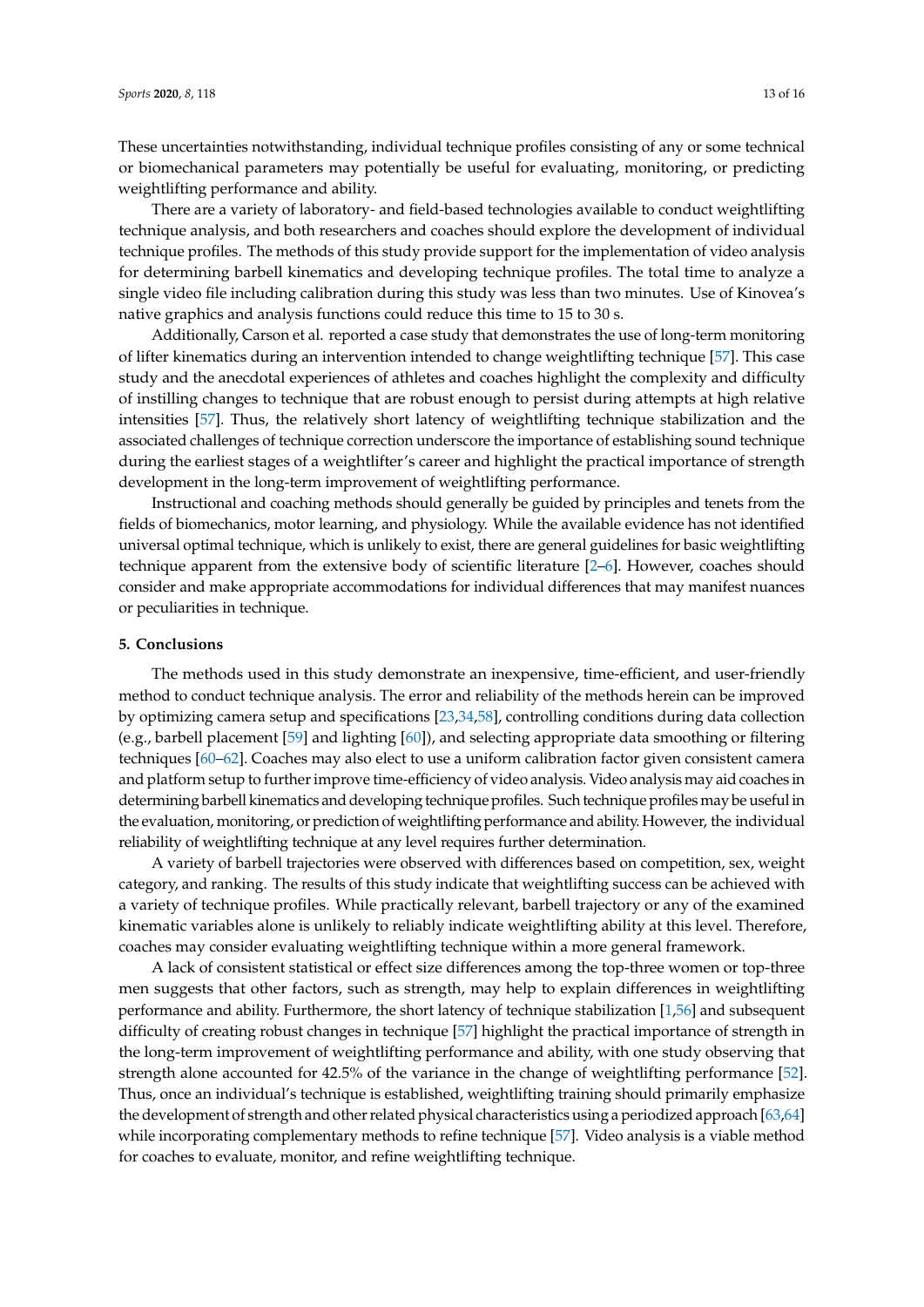These uncertainties notwithstanding, individual technique profiles consisting of any or some technical or biomechanical parameters may potentially be useful for evaluating, monitoring, or predicting weightlifting performance and ability.

There are a variety of laboratory- and field-based technologies available to conduct weightlifting technique analysis, and both researchers and coaches should explore the development of individual technique profiles. The methods of this study provide support for the implementation of video analysis for determining barbell kinematics and developing technique profiles. The total time to analyze a single video file including calibration during this study was less than two minutes. Use of Kinovea's native graphics and analysis functions could reduce this time to 15 to 30 s.

Additionally, Carson et al. reported a case study that demonstrates the use of long-term monitoring of lifter kinematics during an intervention intended to change weightlifting technique [57]. This case study and the anecdotal experiences of athletes and coaches highlight the complexity and difficulty of instilling changes to technique that are robust enough to persist during attempts at high relative intensities [57]. Thus, the relatively short latency of weightlifting technique stabilization and the associated challenges of technique correction underscore the importance of establishing sound technique during the earliest stages of a weightlifter's career and highlight the practical importance of strength development in the long-term improvement of weightlifting performance.

Instructional and coaching methods should generally be guided by principles and tenets from the fields of biomechanics, motor learning, and physiology. While the available evidence has not identified universal optimal technique, which is unlikely to exist, there are general guidelines for basic weightlifting technique apparent from the extensive body of scientific literature [2–6]. However, coaches should consider and make appropriate accommodations for individual differences that may manifest nuances or peculiarities in technique.

## 5. Conclusions

The methods used in this study demonstrate an inexpensive, time-efficient, and user-friendly method to conduct technique analysis. The error and reliability of the methods herein can be improved by optimizing camera setup and specifications [23,34,58], controlling conditions during data collection (e.g., barbell placement [59] and lighting [60]), and selecting appropriate data smoothing or filtering techniques [60–62]. Coaches may also elect to use a uniform calibration factor given consistent camera and platform setup to further improve time-efficiency of video analysis. Video analysis may aid coaches in determining barbell kinematics and developing technique profiles. Such technique profiles may be useful in the evaluation, monitoring, or prediction of weightlifting performance and ability. However, the individual reliability of weightlifting technique at any level requires further determination.

A variety of barbell trajectories were observed with differences based on competition, sex, weight category, and ranking. The results of this study indicate that weightlifting success can be achieved with a variety of technique profiles. While practically relevant, barbell trajectory or any of the examined kinematic variables alone is unlikely to reliably indicate weightlifting ability at this level. Therefore, coaches may consider evaluating weightlifting technique within a more general framework.

A lack of consistent statistical or effect size differences among the top-three women or top-three men suggests that other factors, such as strength, may help to explain differences in weightlifting performance and ability. Furthermore, the short latency of technique stabilization [1,56] and subsequent difficulty of creating robust changes in technique [57] highlight the practical importance of strength in the long-term improvement of weightlifting performance and ability, with one study observing that strength alone accounted for 42.5% of the variance in the change of weightlifting performance [52]. Thus, once an individual's technique is established, weightlifting training should primarily emphasize the development of strength and other related physical characteristics using a periodized approach [63,64] while incorporating complementary methods to refine technique [57]. Video analysis is a viable method for coaches to evaluate, monitor, and refine weightlifting technique.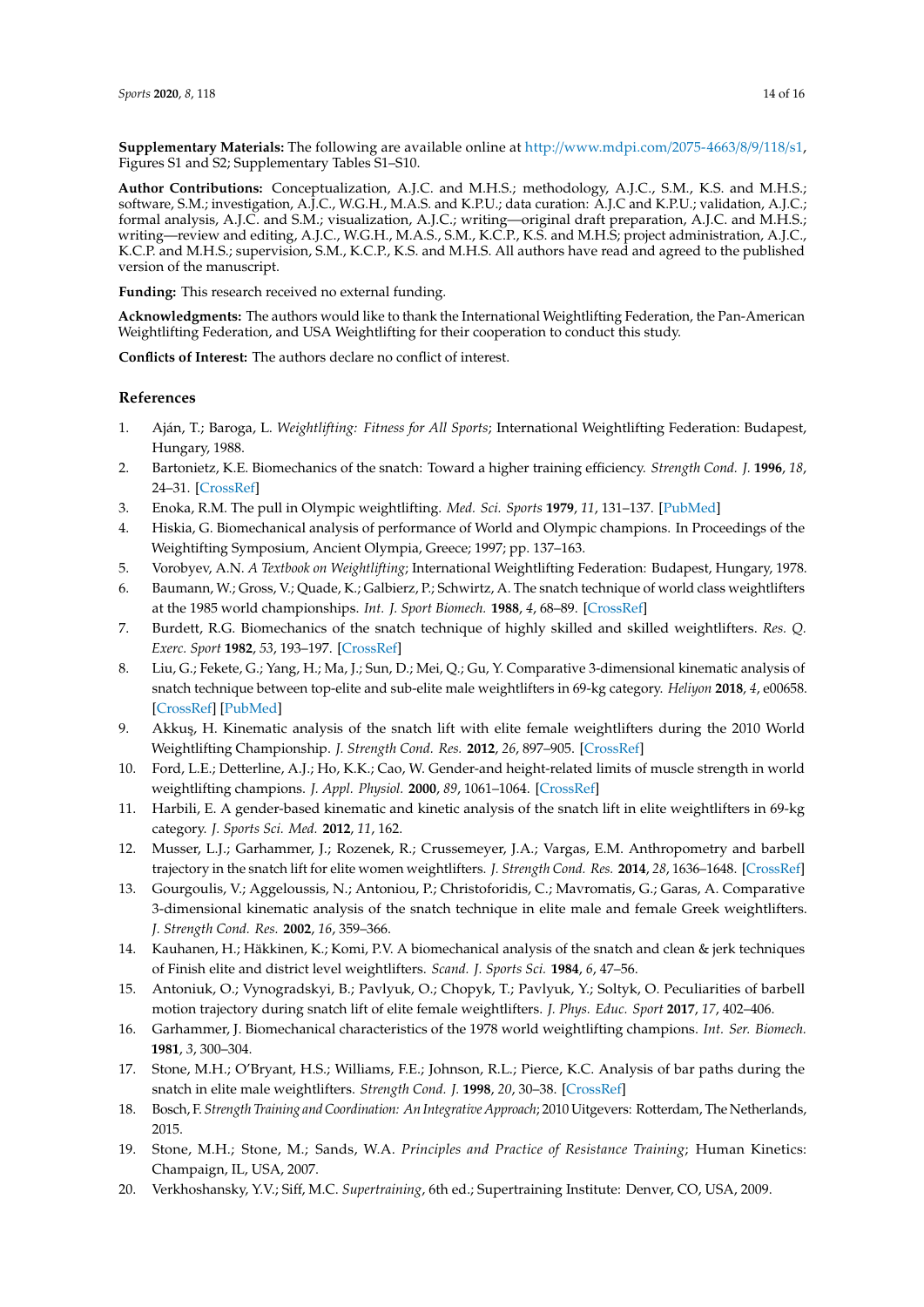**Supplementary Materials:** The following are available online at http://www.mdpi.com/2075-4663/8/9/118/s1, Figures S1 and S2; Supplementary Tables S1–S10.

**Author Contributions:** Conceptualization, A.J.C. and M.H.S.; methodology, A.J.C., S.M., K.S. and M.H.S.; software, S.M.; investigation, A.J.C., W.G.H., M.A.S. and K.P.U.; data curation: A.J.C and K.P.U.; validation, A.J.C.; formal analysis, A.J.C. and S.M.; visualization, A.J.C.; writing—original draft preparation, A.J.C. and M.H.S.; writing—review and editing, A.J.C., W.G.H., M.A.S., S.M., K.C.P., K.S. and M.H.S; project administration, A.J.C., K.C.P. and M.H.S.; supervision, S.M., K.C.P., K.S. and M.H.S. All authors have read and agreed to the published version of the manuscript.

**Funding:** This research received no external funding.

**Acknowledgments:** The authors would like to thank the International Weightlifting Federation, the Pan-American Weightlifting Federation, and USA Weightlifting for their cooperation to conduct this study.

**Conflicts of Interest:** The authors declare no conflict of interest.

## References

1. Aján, T.; Baroga, L. *Weightlifting: Fitness for All Sports*; International Weightlifting Federation: Budapest, Hungary, 1988.
2. Bartonietz, K.E. Biomechanics of the snatch: Toward a higher training efficiency. *Strength Cond. J.* **1996**, *18*, 24–31. [CrossRef]
3. Enoka, R.M. The pull in Olympic weightlifting. *Med. Sci. Sports* **1979**, *11*, 131–137. [PubMed]
4. Hiskia, G. Biomechanical analysis of performance of World and Olympic champions. In Proceedings of the Weightifting Symposium, Ancient Olympia, Greece; 1997; pp. 137–163.
5. Vorobyev, A.N. *A Textbook on Weightlifting*; International Weightlifting Federation: Budapest, Hungary, 1978.
6. Baumann, W.; Gross, V.; Quade, K.; Galbierz, P.; Schwirtz, A. The snatch technique of world class weightlifters at the 1985 world championships. *Int. J. Sport Biomech.* **1988**, *4*, 68–89. [CrossRef]
7. Burdett, R.G. Biomechanics of the snatch technique of highly skilled and skilled weightlifters. *Res. Q. Exerc. Sport* **1982**, *53*, 193–197. [CrossRef]
8. Liu, G.; Fekete, G.; Yang, H.; Ma, J.; Sun, D.; Mei, Q.; Gu, Y. Comparative 3-dimensional kinematic analysis of snatch technique between top-elite and sub-elite male weightlifters in 69-kg category. *Heliyon* **2018**, *4*, e00658. [CrossRef] [PubMed]
9. Akkuş, H. Kinematic analysis of the snatch lift with elite female weightlifters during the 2010 World Weightlifting Championship. *J. Strength Cond. Res.* **2012**, *26*, 897–905. [CrossRef]
10. Ford, L.E.; Detterline, A.J.; Ho, K.K.; Cao, W. Gender-and height-related limits of muscle strength in world weightlifting champions. *J. Appl. Physiol.* **2000**, *89*, 1061–1064. [CrossRef]
11. Harbili, E. A gender-based kinematic and kinetic analysis of the snatch lift in elite weightlifters in 69-kg category. *J. Sports Sci. Med.* **2012**, *11*, 162.
12. Musser, L.J.; Garhammer, J.; Rozenek, R.; Crussemeyer, J.A.; Vargas, E.M. Anthropometry and barbell trajectory in the snatch lift for elite women weightlifters. *J. Strength Cond. Res.* **2014**, *28*, 1636–1648. [CrossRef]
13. Gourgoulis, V.; Aggeloussis, N.; Antoniou, P.; Christoforidis, C.; Mavromatis, G.; Garas, A. Comparative 3-dimensional kinematic analysis of the snatch technique in elite male and female Greek weightlifters. *J. Strength Cond. Res.* **2002**, *16*, 359–366.
14. Kauhanen, H.; Häkkinen, K.; Komi, P.V. A biomechanical analysis of the snatch and clean & jerk techniques of Finish elite and district level weightlifters. *Scand. J. Sports Sci.* **1984**, *6*, 47–56.
15. Antoniuk, O.; Vynogradskyi, B.; Pavlyuk, O.; Chopyk, T.; Pavlyuk, Y.; Soltyk, O. Peculiarities of barbell motion trajectory during snatch lift of elite female weightlifters. *J. Phys. Educ. Sport* **2017**, *17*, 402–406.
16. Garhammer, J. Biomechanical characteristics of the 1978 world weightlifting champions. *Int. Ser. Biomech.* **1981**, *3*, 300–304.
17. Stone, M.H.; O'Bryant, H.S.; Williams, F.E.; Johnson, R.L.; Pierce, K.C. Analysis of bar paths during the snatch in elite male weightlifters. *Strength Cond. J.* **1998**, *20*, 30–38. [CrossRef]
18. Bosch, F. *Strength Training and Coordination: An Integrative Approach*; 2010 Uitgevers: Rotterdam, The Netherlands, 2015.
19. Stone, M.H.; Stone, M.; Sands, W.A. *Principles and Practice of Resistance Training*; Human Kinetics: Champaign, IL, USA, 2007.
20. Verkhoshansky, Y.V.; Siff, M.C. *Supertraining*, 6th ed.; Supertraining Institute: Denver, CO, USA, 2009.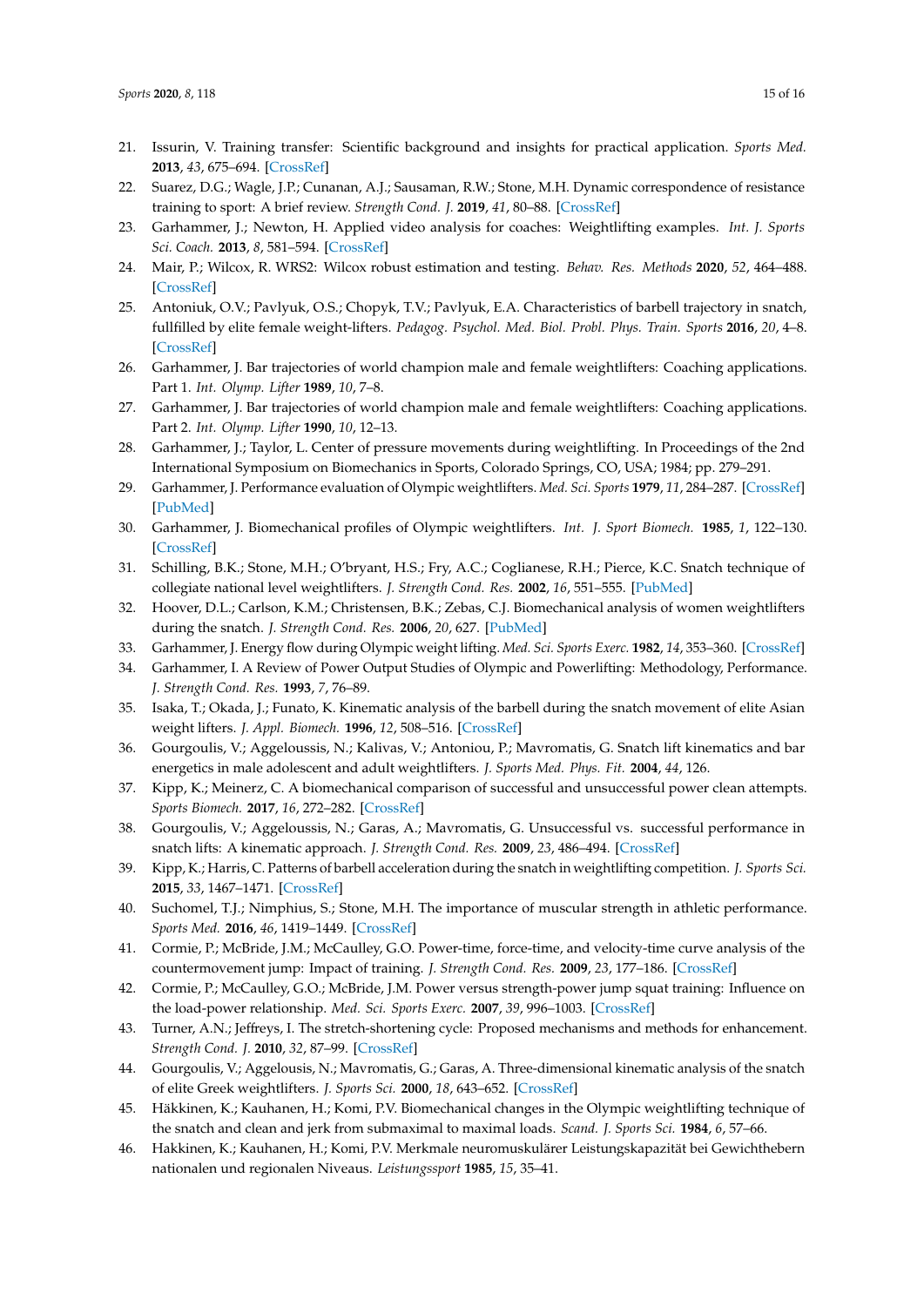21. Issurin, V. Training transfer: Scientific background and insights for practical application. *Sports Med.* **2013**, *43*, 675–694. [CrossRef]
22. Suarez, D.G.; Wagle, J.P.; Cunanan, A.J.; Sausaman, R.W.; Stone, M.H. Dynamic correspondence of resistance training to sport: A brief review. *Strength Cond. J.* **2019**, *41*, 80–88. [CrossRef]
23. Garhammer, J.; Newton, H. Applied video analysis for coaches: Weightlifting examples. *Int. J. Sports Sci. Coach.* **2013**, *8*, 581–594. [CrossRef]
24. Mair, P.; Wilcox, R. WRS2: Wilcox robust estimation and testing. *Behav. Res. Methods* **2020**, *52*, 464–488. [CrossRef]
25. Antoniuk, O.V.; Pavlyuk, O.S.; Chopyk, T.V.; Pavlyuk, E.A. Characteristics of barbell trajectory in snatch, fullfilled by elite female weight-lifters. *Pedagog. Psychol. Med. Biol. Probl. Phys. Train. Sports* **2016**, *20*, 4–8. [CrossRef]
26. Garhammer, J. Bar trajectories of world champion male and female weightlifters: Coaching applications. Part 1. *Int. Olymp. Lifter* **1989**, *10*, 7–8.
27. Garhammer, J. Bar trajectories of world champion male and female weightlifters: Coaching applications. Part 2. *Int. Olymp. Lifter* **1990**, *10*, 12–13.
28. Garhammer, J.; Taylor, L. Center of pressure movements during weightlifting. In Proceedings of the 2nd International Symposium on Biomechanics in Sports, Colorado Springs, CO, USA; 1984; pp. 279–291.
29. Garhammer, J. Performance evaluation of Olympic weightlifters. *Med. Sci. Sports* **1979**, *11*, 284–287. [CrossRef] [PubMed]
30. Garhammer, J. Biomechanical profiles of Olympic weightlifters. *Int. J. Sport Biomech.* **1985**, *1*, 122–130. [CrossRef]
31. Schilling, B.K.; Stone, M.H.; O'bryant, H.S.; Fry, A.C.; Coglianese, R.H.; Pierce, K.C. Snatch technique of collegiate national level weightlifters. *J. Strength Cond. Res.* **2002**, *16*, 551–555. [PubMed]
32. Hoover, D.L.; Carlson, K.M.; Christensen, B.K.; Zebas, C.J. Biomechanical analysis of women weightlifters during the snatch. *J. Strength Cond. Res.* **2006**, *20*, 627. [PubMed]
33. Garhammer, J. Energy flow during Olympic weight lifting. *Med. Sci. Sports Exerc.* **1982**, *14*, 353–360. [CrossRef]
34. Garhammer, I. A Review of Power Output Studies of Olympic and Powerlifting: Methodology, Performance. *J. Strength Cond. Res.* **1993**, *7*, 76–89.
35. Isaka, T.; Okada, J.; Funato, K. Kinematic analysis of the barbell during the snatch movement of elite Asian weight lifters. *J. Appl. Biomech.* **1996**, *12*, 508–516. [CrossRef]
36. Gourgoulis, V.; Aggeloussis, N.; Kalivas, V.; Antoniou, P.; Mavromatis, G. Snatch lift kinematics and bar energetics in male adolescent and adult weightlifters. *J. Sports Med. Phys. Fit.* **2004**, *44*, 126.
37. Kipp, K.; Meinerz, C. A biomechanical comparison of successful and unsuccessful power clean attempts. *Sports Biomech.* **2017**, *16*, 272–282. [CrossRef]
38. Gourgoulis, V.; Aggeloussis, N.; Garas, A.; Mavromatis, G. Unsuccessful vs. successful performance in snatch lifts: A kinematic approach. *J. Strength Cond. Res.* **2009**, *23*, 486–494. [CrossRef]
39. Kipp, K.; Harris, C. Patterns of barbell acceleration during the snatch in weightlifting competition. *J. Sports Sci.* **2015**, *33*, 1467–1471. [CrossRef]
40. Suchomel, T.J.; Nimphius, S.; Stone, M.H. The importance of muscular strength in athletic performance. *Sports Med.* **2016**, *46*, 1419–1449. [CrossRef]
41. Cormie, P.; McBride, J.M.; McCaulley, G.O. Power-time, force-time, and velocity-time curve analysis of the countermovement jump: Impact of training. *J. Strength Cond. Res.* **2009**, *23*, 177–186. [CrossRef]
42. Cormie, P.; McCaulley, G.O.; McBride, J.M. Power versus strength-power jump squat training: Influence on the load-power relationship. *Med. Sci. Sports Exerc.* **2007**, *39*, 996–1003. [CrossRef]
43. Turner, A.N.; Jeffreys, I. The stretch-shortening cycle: Proposed mechanisms and methods for enhancement. *Strength Cond. J.* **2010**, *32*, 87–99. [CrossRef]
44. Gourgoulis, V.; Aggelousis, N.; Mavromatis, G.; Garas, A. Three-dimensional kinematic analysis of the snatch of elite Greek weightlifters. *J. Sports Sci.* **2000**, *18*, 643–652. [CrossRef]
45. Häkkinen, K.; Kauhanen, H.; Komi, P.V. Biomechanical changes in the Olympic weightlifting technique of the snatch and clean and jerk from submaximal to maximal loads. *Scand. J. Sports Sci.* **1984**, *6*, 57–66.
46. Hakkinen, K.; Kauhanen, H.; Komi, P.V. Merkmale neuromuskulärer Leistungskapazität bei Gewichthebern nationalen und regionalen Niveaus. *Leistungssport* **1985**, *15*, 35–41.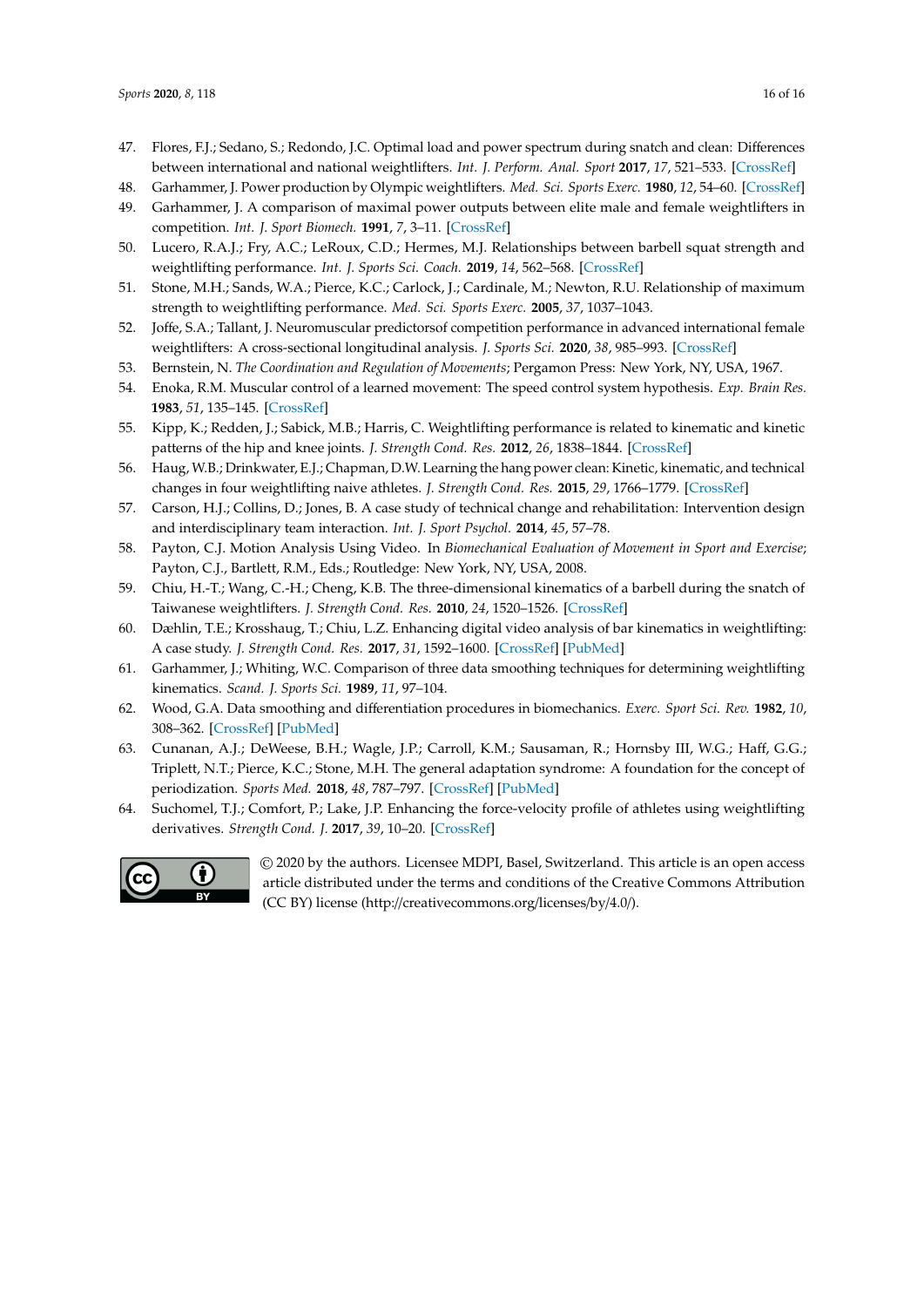47. Flores, F.J.; Sedano, S.; Redondo, J.C. Optimal load and power spectrum during snatch and clean: Differences between international and national weightlifters. *Int. J. Perform. Anal. Sport* **2017**, *17*, 521–533. [CrossRef]
48. Garhammer, J. Power production by Olympic weightlifters. *Med. Sci. Sports Exerc.* **1980**, *12*, 54–60. [CrossRef]
49. Garhammer, J. A comparison of maximal power outputs between elite male and female weightlifters in competition. *Int. J. Sport Biomech.* **1991**, *7*, 3–11. [CrossRef]
50. Lucero, R.A.J.; Fry, A.C.; LeRoux, C.D.; Hermes, M.J. Relationships between barbell squat strength and weightlifting performance. *Int. J. Sports Sci. Coach.* **2019**, *14*, 562–568. [CrossRef]
51. Stone, M.H.; Sands, W.A.; Pierce, K.C.; Carlock, J.; Cardinale, M.; Newton, R.U. Relationship of maximum strength to weightlifting performance. *Med. Sci. Sports Exerc.* **2005**, *37*, 1037–1043.
52. Joffe, S.A.; Tallant, J. Neuromuscular predictorsof competition performance in advanced international female weightlifters: A cross-sectional longitudinal analysis. *J. Sports Sci.* **2020**, *38*, 985–993. [CrossRef]
53. Bernstein, N. *The Coordination and Regulation of Movements*; Pergamon Press: New York, NY, USA, 1967.
54. Enoka, R.M. Muscular control of a learned movement: The speed control system hypothesis. *Exp. Brain Res.* **1983**, *51*, 135–145. [CrossRef]
55. Kipp, K.; Redden, J.; Sabick, M.B.; Harris, C. Weightlifting performance is related to kinematic and kinetic patterns of the hip and knee joints. *J. Strength Cond. Res.* **2012**, *26*, 1838–1844. [CrossRef]
56. Haug, W.B.; Drinkwater, E.J.; Chapman, D.W. Learning the hang power clean: Kinetic, kinematic, and technical changes in four weightlifting naive athletes. *J. Strength Cond. Res.* **2015**, *29*, 1766–1779. [CrossRef]
57. Carson, H.J.; Collins, D.; Jones, B. A case study of technical change and rehabilitation: Intervention design and interdisciplinary team interaction. *Int. J. Sport Psychol.* **2014**, *45*, 57–78.
58. Payton, C.J. Motion Analysis Using Video. In *Biomechanical Evaluation of Movement in Sport and Exercise*; Payton, C.J., Bartlett, R.M., Eds.; Routledge: New York, NY, USA, 2008.
59. Chiu, H.-T.; Wang, C.-H.; Cheng, K.B. The three-dimensional kinematics of a barbell during the snatch of Taiwanese weightlifters. *J. Strength Cond. Res.* **2010**, *24*, 1520–1526. [CrossRef]
60. Dæhlin, T.E.; Krosshaug, T.; Chiu, L.Z. Enhancing digital video analysis of bar kinematics in weightlifting: A case study. *J. Strength Cond. Res.* **2017**, *31*, 1592–1600. [CrossRef] [PubMed]
61. Garhammer, J.; Whiting, W.C. Comparison of three data smoothing techniques for determining weightlifting kinematics. *Scand. J. Sports Sci.* **1989**, *11*, 97–104.
62. Wood, G.A. Data smoothing and differentiation procedures in biomechanics. *Exerc. Sport Sci. Rev.* **1982**, *10*, 308–362. [CrossRef] [PubMed]
63. Cunanan, A.J.; DeWeese, B.H.; Wagle, J.P.; Carroll, K.M.; Sausaman, R.; Hornsby III, W.G.; Haff, G.G.; Triplett, N.T.; Pierce, K.C.; Stone, M.H. The general adaptation syndrome: A foundation for the concept of periodization. *Sports Med.* **2018**, *48*, 787–797. [CrossRef] [PubMed]
64. Suchomel, T.J.; Comfort, P.; Lake, J.P. Enhancing the force-velocity profile of athletes using weightlifting derivatives. *Strength Cond. J.* **2017**, *39*, 10–20. [CrossRef]

© 2020 by the authors. Licensee MDPI, Basel, Switzerland. This article is an open access article distributed under the terms and conditions of the Creative Commons Attribution (CC BY) license (http://creativecommons.org/licenses/by/4.0/).